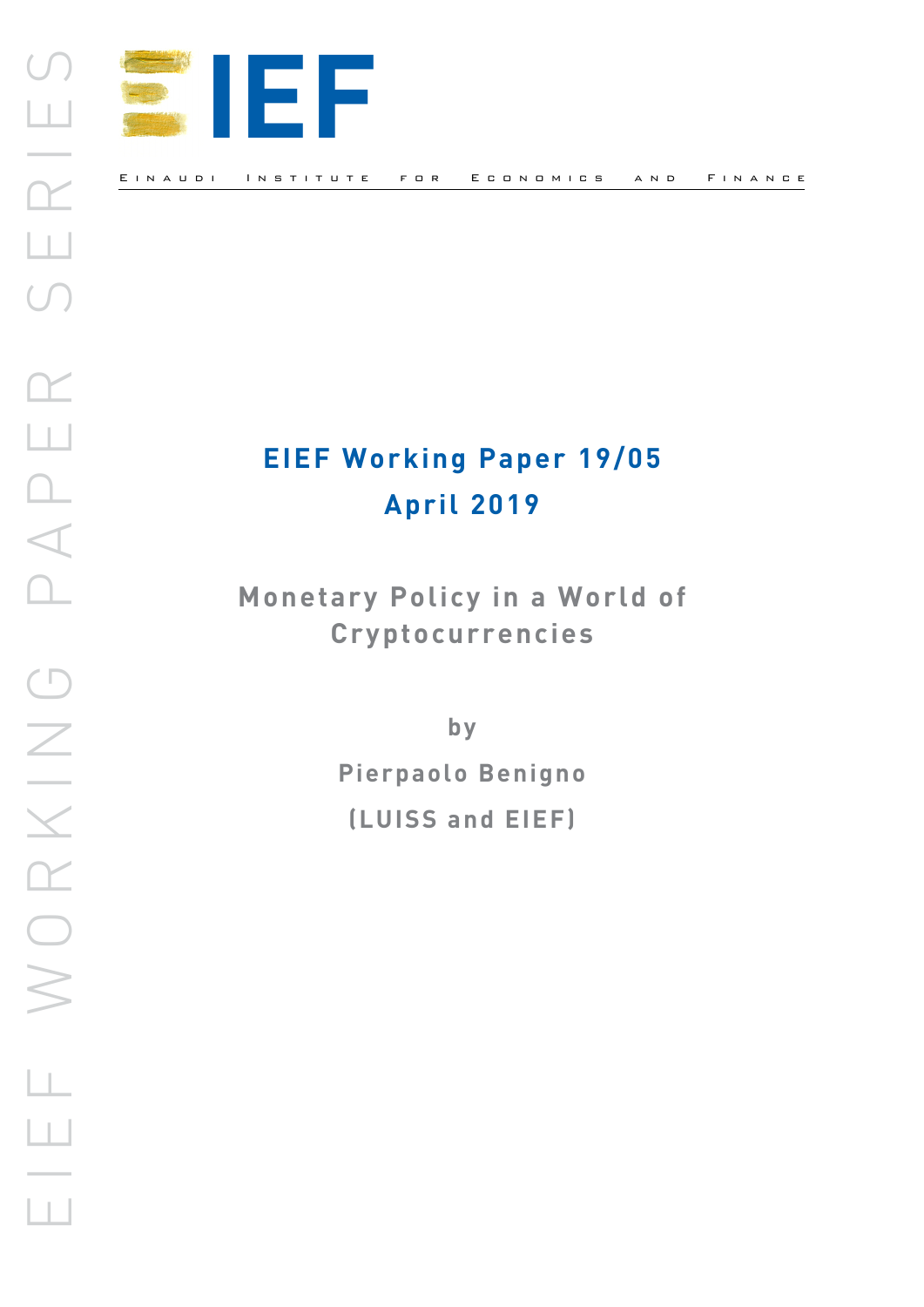# EIEF

Einaudi Institute for Economics and Finance

**EIEF Working Paper 19/05**

**April 2019**

## Monetary Policy in a World of Cryptocurrencies

by

Pierpaolo Benigno

(LUISS and EIEF)

EIEF WORKING PAPER SERIES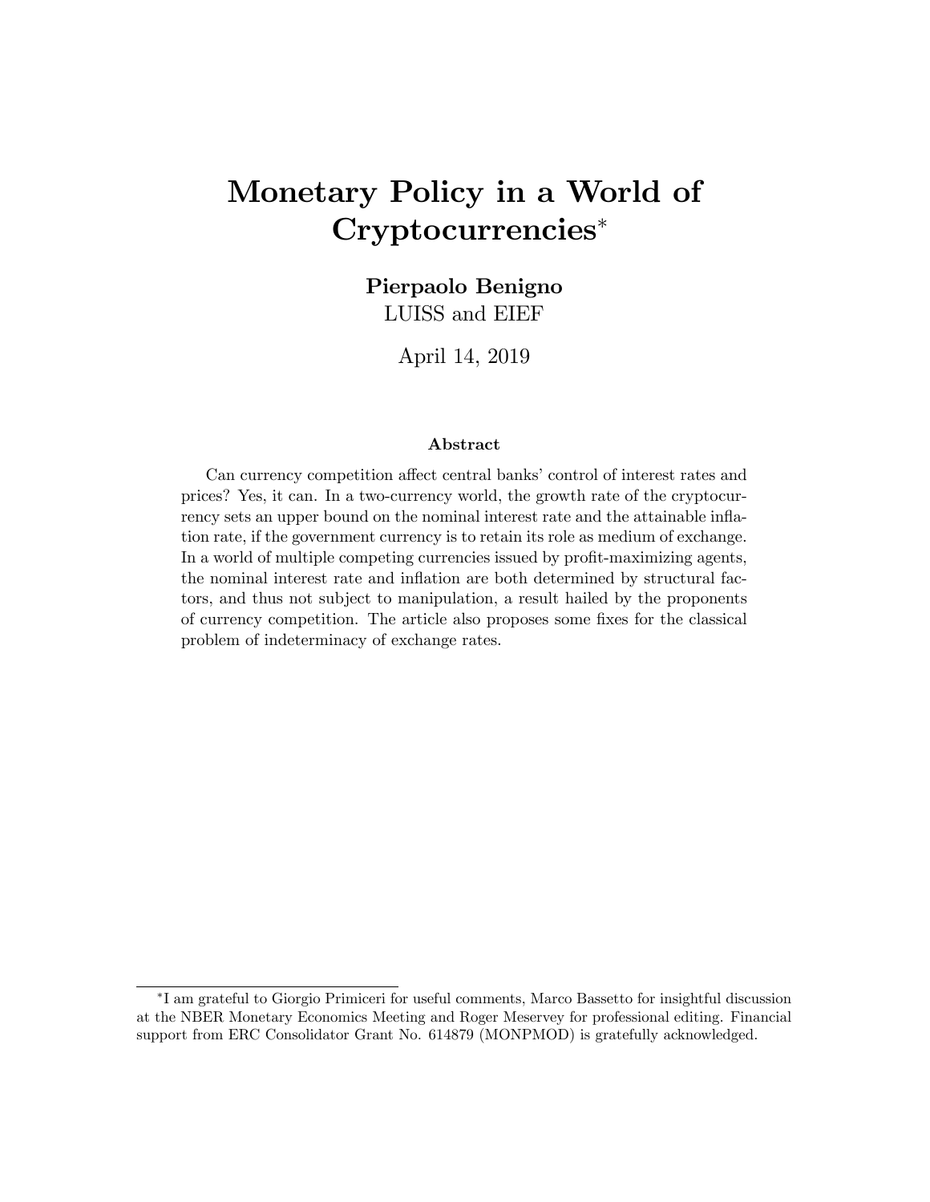# Monetary Policy in a World of Cryptocurrencies[*]

**Pierpaolo Benigno**
LUISS and EIEF

April 14, 2019

### Abstract

Can currency competition affect central banks' control of interest rates and prices? Yes, it can. In a two-currency world, the growth rate of the cryptocurrency sets an upper bound on the nominal interest rate and the attainable inflation rate, if the government currency is to retain its role as medium of exchange. In a world of multiple competing currencies issued by profit-maximizing agents, the nominal interest rate and inflation are both determined by structural factors, and thus not subject to manipulation, a result hailed by the proponents of currency competition. The article also proposes some fixes for the classical problem of indeterminacy of exchange rates.

---

[*] I am grateful to Giorgio Primiceri for useful comments, Marco Bassetto for insightful discussion at the NBER Monetary Economics Meeting and Roger Meservey for professional editing. Financial support from ERC Consolidator Grant No. 614879 (MONPMOD) is gratefully acknowledged.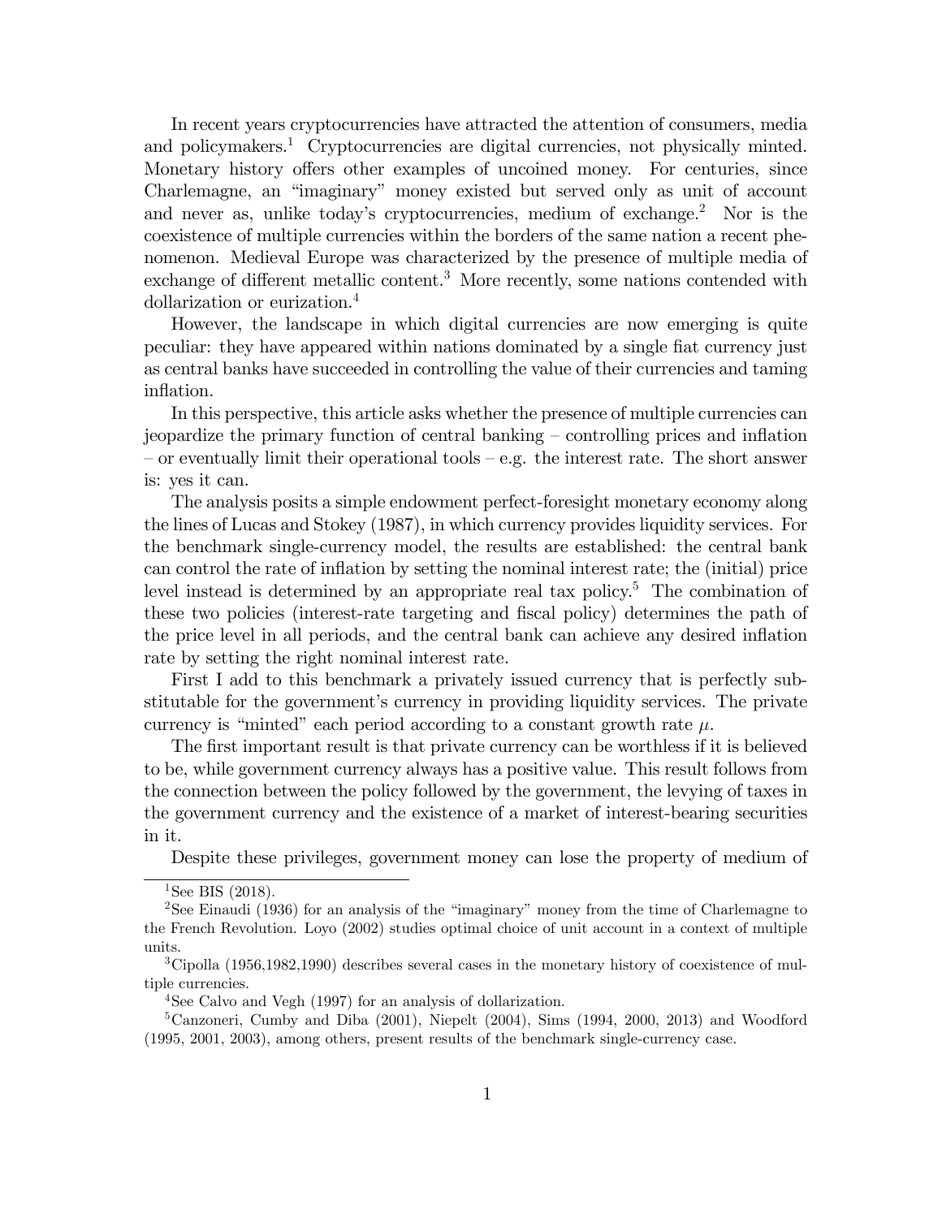In recent years cryptocurrencies have attracted the attention of consumers, media and policymakers.[1] Cryptocurrencies are digital currencies, not physically minted. Monetary history offers other examples of uncoined money. For centuries, since Charlemagne, an "imaginary" money existed but served only as unit of account and never as, unlike today's cryptocurrencies, medium of exchange.[2] Nor is the coexistence of multiple currencies within the borders of the same nation a recent phenomenon. Medieval Europe was characterized by the presence of multiple media of exchange of different metallic content.[3] More recently, some nations contended with dollarization or eurization.[4]

However, the landscape in which digital currencies are now emerging is quite peculiar: they have appeared within nations dominated by a single fiat currency just as central banks have succeeded in controlling the value of their currencies and taming inflation.

In this perspective, this article asks whether the presence of multiple currencies can jeopardize the primary function of central banking – controlling prices and inflation – or eventually limit their operational tools – e.g. the interest rate. The short answer is: yes it can.

The analysis posits a simple endowment perfect-foresight monetary economy along the lines of Lucas and Stokey (1987), in which currency provides liquidity services. For the benchmark single-currency model, the results are established: the central bank can control the rate of inflation by setting the nominal interest rate; the (initial) price level instead is determined by an appropriate real tax policy.[5] The combination of these two policies (interest-rate targeting and fiscal policy) determines the path of the price level in all periods, and the central bank can achieve any desired inflation rate by setting the right nominal interest rate.

First I add to this benchmark a privately issued currency that is perfectly substitutable for the government's currency in providing liquidity services. The private currency is "minted" each period according to a constant growth rate $\mu$.

The first important result is that private currency can be worthless if it is believed to be, while government currency always has a positive value. This result follows from the connection between the policy followed by the government, the levying of taxes in the government currency and the existence of a market of interest-bearing securities in it.

Despite these privileges, government money can lose the property of medium of

---

[1] See BIS (2018).

[2] See Einaudi (1936) for an analysis of the "imaginary" money from the time of Charlemagne to the French Revolution. Loyo (2002) studies optimal choice of unit account in a context of multiple units.

[3] Cipolla (1956,1982,1990) describes several cases in the monetary history of coexistence of multiple currencies.

[4] See Calvo and Vegh (1997) for an analysis of dollarization.

[5] Canzoneri, Cumby and Diba (2001), Niepelt (2004), Sims (1994, 2000, 2013) and Woodford (1995, 2001, 2003), among others, present results of the benchmark single-currency case.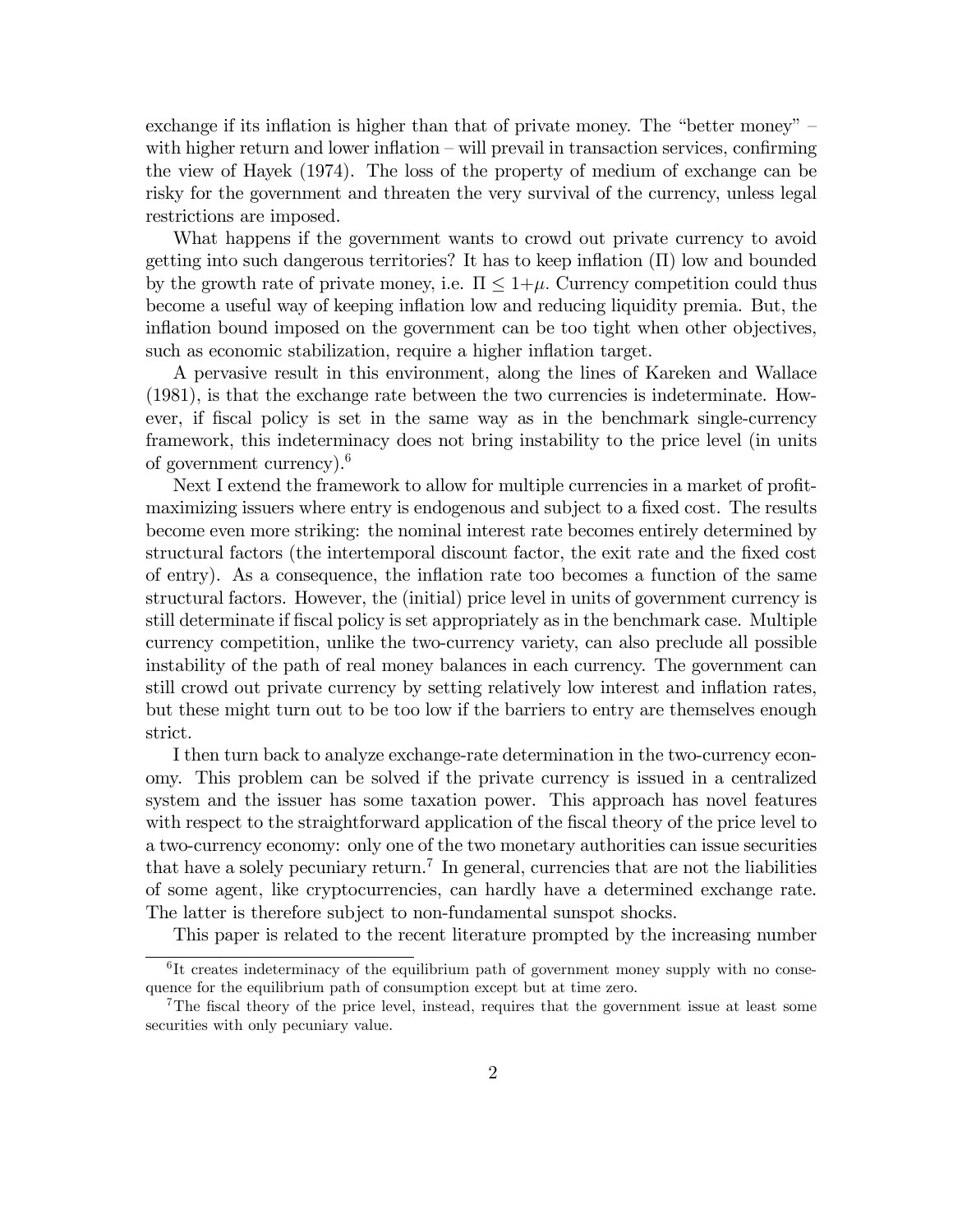exchange if its inflation is higher than that of private money. The "better money" – with higher return and lower inflation – will prevail in transaction services, confirming the view of Hayek (1974). The loss of the property of medium of exchange can be risky for the government and threaten the very survival of the currency, unless legal restrictions are imposed.

What happens if the government wants to crowd out private currency to avoid getting into such dangerous territories? It has to keep inflation ($\Pi$) low and bounded by the growth rate of private money, i.e. $\Pi \leq 1+\mu$. Currency competition could thus become a useful way of keeping inflation low and reducing liquidity premia. But, the inflation bound imposed on the government can be too tight when other objectives, such as economic stabilization, require a higher inflation target.

A pervasive result in this environment, along the lines of Kareken and Wallace (1981), is that the exchange rate between the two currencies is indeterminate. However, if fiscal policy is set in the same way as in the benchmark single-currency framework, this indeterminacy does not bring instability to the price level (in units of government currency).[6]

Next I extend the framework to allow for multiple currencies in a market of profit-maximizing issuers where entry is endogenous and subject to a fixed cost. The results become even more striking: the nominal interest rate becomes entirely determined by structural factors (the intertemporal discount factor, the exit rate and the fixed cost of entry). As a consequence, the inflation rate too becomes a function of the same structural factors. However, the (initial) price level in units of government currency is still determinate if fiscal policy is set appropriately as in the benchmark case. Multiple currency competition, unlike the two-currency variety, can also preclude all possible instability of the path of real money balances in each currency. The government can still crowd out private currency by setting relatively low interest and inflation rates, but these might turn out to be too low if the barriers to entry are themselves enough strict.

I then turn back to analyze exchange-rate determination in the two-currency economy. This problem can be solved if the private currency is issued in a centralized system and the issuer has some taxation power. This approach has novel features with respect to the straightforward application of the fiscal theory of the price level to a two-currency economy: only one of the two monetary authorities can issue securities that have a solely pecuniary return.[7] In general, currencies that are not the liabilities of some agent, like cryptocurrencies, can hardly have a determined exchange rate. The latter is therefore subject to non-fundamental sunspot shocks.

This paper is related to the recent literature prompted by the increasing number

---

[6] It creates indeterminacy of the equilibrium path of government money supply with no consequence for the equilibrium path of consumption except but at time zero.

[7] The fiscal theory of the price level, instead, requires that the government issue at least some securities with only pecuniary value.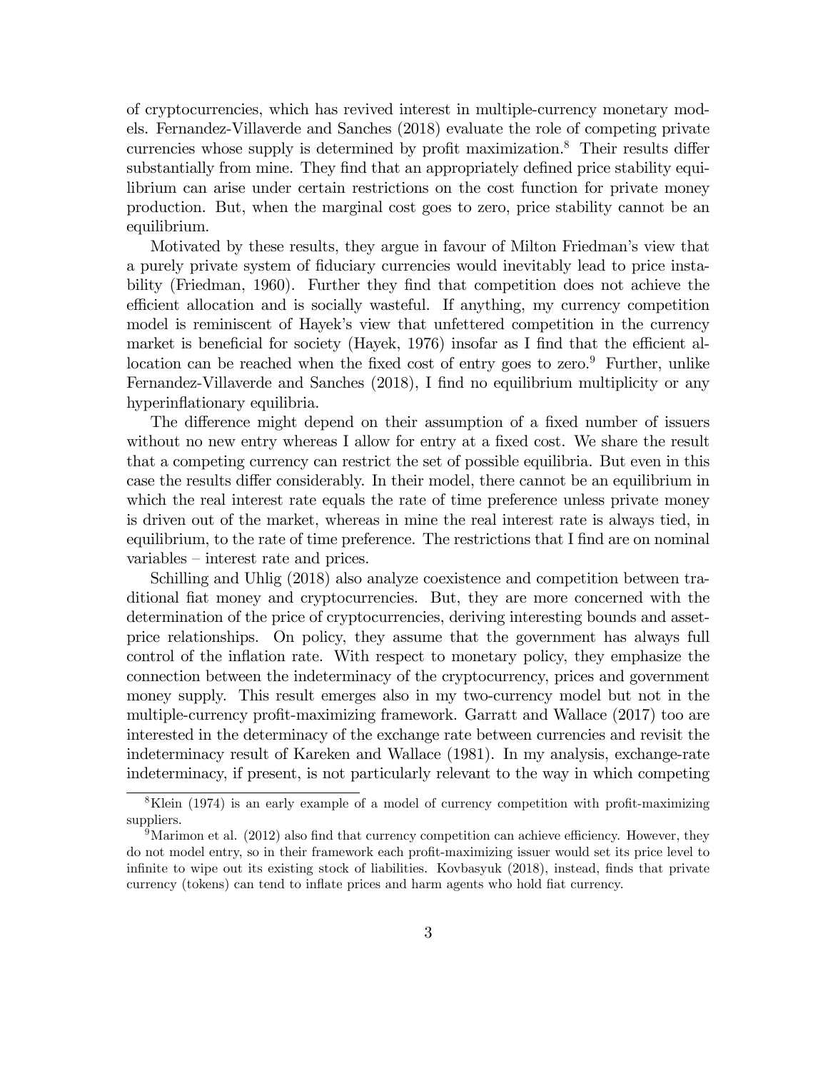of cryptocurrencies, which has revived interest in multiple-currency monetary models. Fernandez-Villaverde and Sanches (2018) evaluate the role of competing private currencies whose supply is determined by profit maximization.[8] Their results differ substantially from mine. They find that an appropriately defined price stability equilibrium can arise under certain restrictions on the cost function for private money production. But, when the marginal cost goes to zero, price stability cannot be an equilibrium.

Motivated by these results, they argue in favour of Milton Friedman's view that a purely private system of fiduciary currencies would inevitably lead to price instability (Friedman, 1960). Further they find that competition does not achieve the efficient allocation and is socially wasteful. If anything, my currency competition model is reminiscent of Hayek's view that unfettered competition in the currency market is beneficial for society (Hayek, 1976) insofar as I find that the efficient allocation can be reached when the fixed cost of entry goes to zero.[9] Further, unlike Fernandez-Villaverde and Sanches (2018), I find no equilibrium multiplicity or any hyperinflationary equilibria.

The difference might depend on their assumption of a fixed number of issuers without no new entry whereas I allow for entry at a fixed cost. We share the result that a competing currency can restrict the set of possible equilibria. But even in this case the results differ considerably. In their model, there cannot be an equilibrium in which the real interest rate equals the rate of time preference unless private money is driven out of the market, whereas in mine the real interest rate is always tied, in equilibrium, to the rate of time preference. The restrictions that I find are on nominal variables – interest rate and prices.

Schilling and Uhlig (2018) also analyze coexistence and competition between traditional fiat money and cryptocurrencies. But, they are more concerned with the determination of the price of cryptocurrencies, deriving interesting bounds and asset-price relationships. On policy, they assume that the government has always full control of the inflation rate. With respect to monetary policy, they emphasize the connection between the indeterminacy of the cryptocurrency, prices and government money supply. This result emerges also in my two-currency model but not in the multiple-currency profit-maximizing framework. Garratt and Wallace (2017) too are interested in the determinacy of the exchange rate between currencies and revisit the indeterminacy result of Kareken and Wallace (1981). In my analysis, exchange-rate indeterminacy, if present, is not particularly relevant to the way in which competing

---

[8] Klein (1974) is an early example of a model of currency competition with profit-maximizing suppliers.

[9] Marimon et al. (2012) also find that currency competition can achieve efficiency. However, they do not model entry, so in their framework each profit-maximizing issuer would set its price level to infinite to wipe out its existing stock of liabilities. Kovbasyuk (2018), instead, finds that private currency (tokens) can tend to inflate prices and harm agents who hold fiat currency.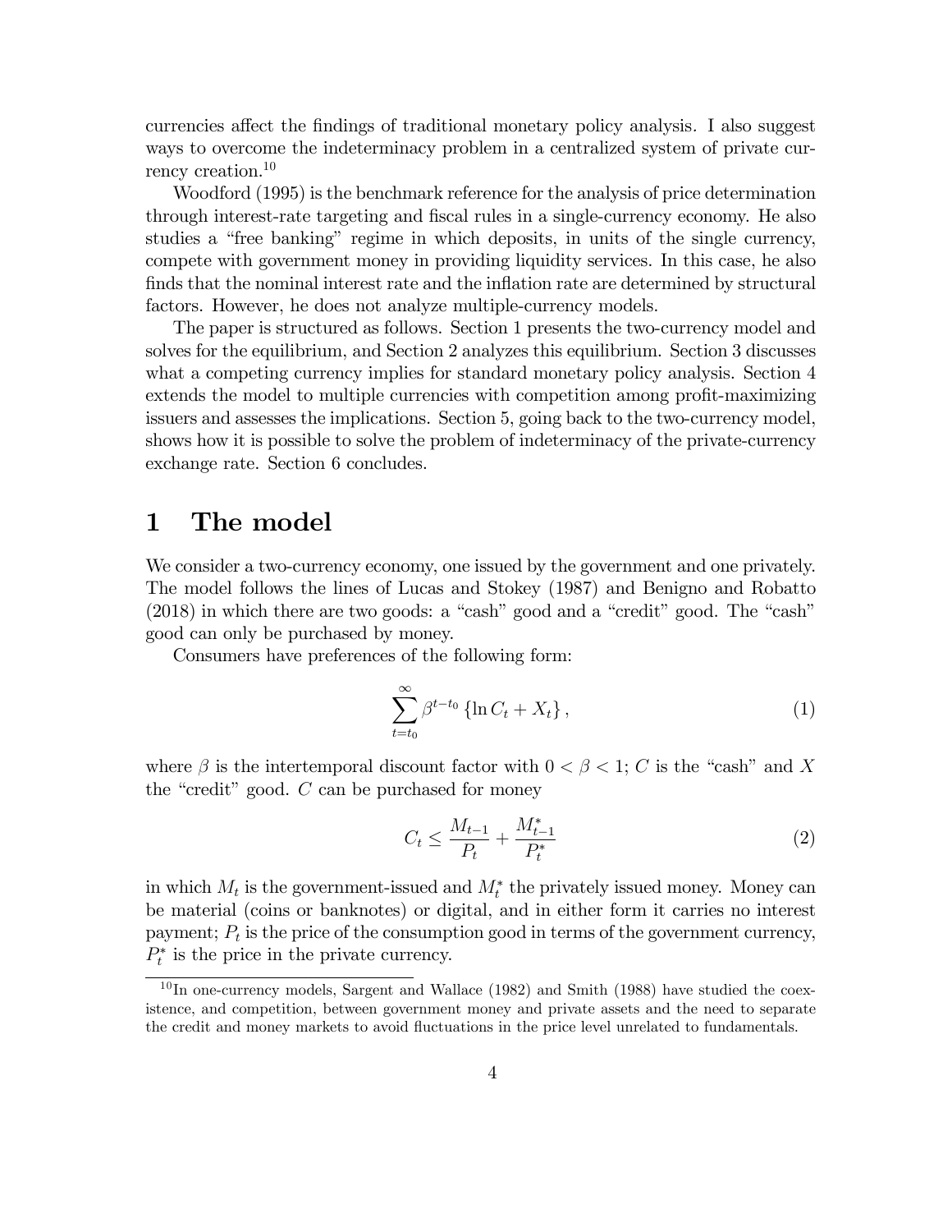currencies affect the findings of traditional monetary policy analysis. I also suggest ways to overcome the indeterminacy problem in a centralized system of private currency creation.[10]

Woodford (1995) is the benchmark reference for the analysis of price determination through interest-rate targeting and fiscal rules in a single-currency economy. He also studies a "free banking" regime in which deposits, in units of the single currency, compete with government money in providing liquidity services. In this case, he also finds that the nominal interest rate and the inflation rate are determined by structural factors. However, he does not analyze multiple-currency models.

The paper is structured as follows. Section 1 presents the two-currency model and solves for the equilibrium, and Section 2 analyzes this equilibrium. Section 3 discusses what a competing currency implies for standard monetary policy analysis. Section 4 extends the model to multiple currencies with competition among profit-maximizing issuers and assesses the implications. Section 5, going back to the two-currency model, shows how it is possible to solve the problem of indeterminacy of the private-currency exchange rate. Section 6 concludes.

# 1 The model

We consider a two-currency economy, one issued by the government and one privately. The model follows the lines of Lucas and Stokey (1987) and Benigno and Robatto (2018) in which there are two goods: a "cash" good and a "credit" good. The "cash" good can only be purchased by money.

Consumers have preferences of the following form:

$$\sum_{t=t_0}^{\infty} \beta^{t-t_0} \{\ln C_t + X_t\}, \tag{1}$$

where $\beta$ is the intertemporal discount factor with $0 < \beta < 1$; $C$ is the "cash" and $X$ the "credit" good. $C$ can be purchased for money

$$C_t \leq \frac{M_{t-1}}{P_t} + \frac{M_{t-1}^*}{P_t^*} \tag{2}$$

in which $M_t$ is the government-issued and $M_t^*$ the privately issued money. Money can be material (coins or banknotes) or digital, and in either form it carries no interest payment; $P_t$ is the price of the consumption good in terms of the government currency, $P_t^*$ is the price in the private currency.

[10] In one-currency models, Sargent and Wallace (1982) and Smith (1988) have studied the coexistence, and competition, between government money and private assets and the need to separate the credit and money markets to avoid fluctuations in the price level unrelated to fundamentals.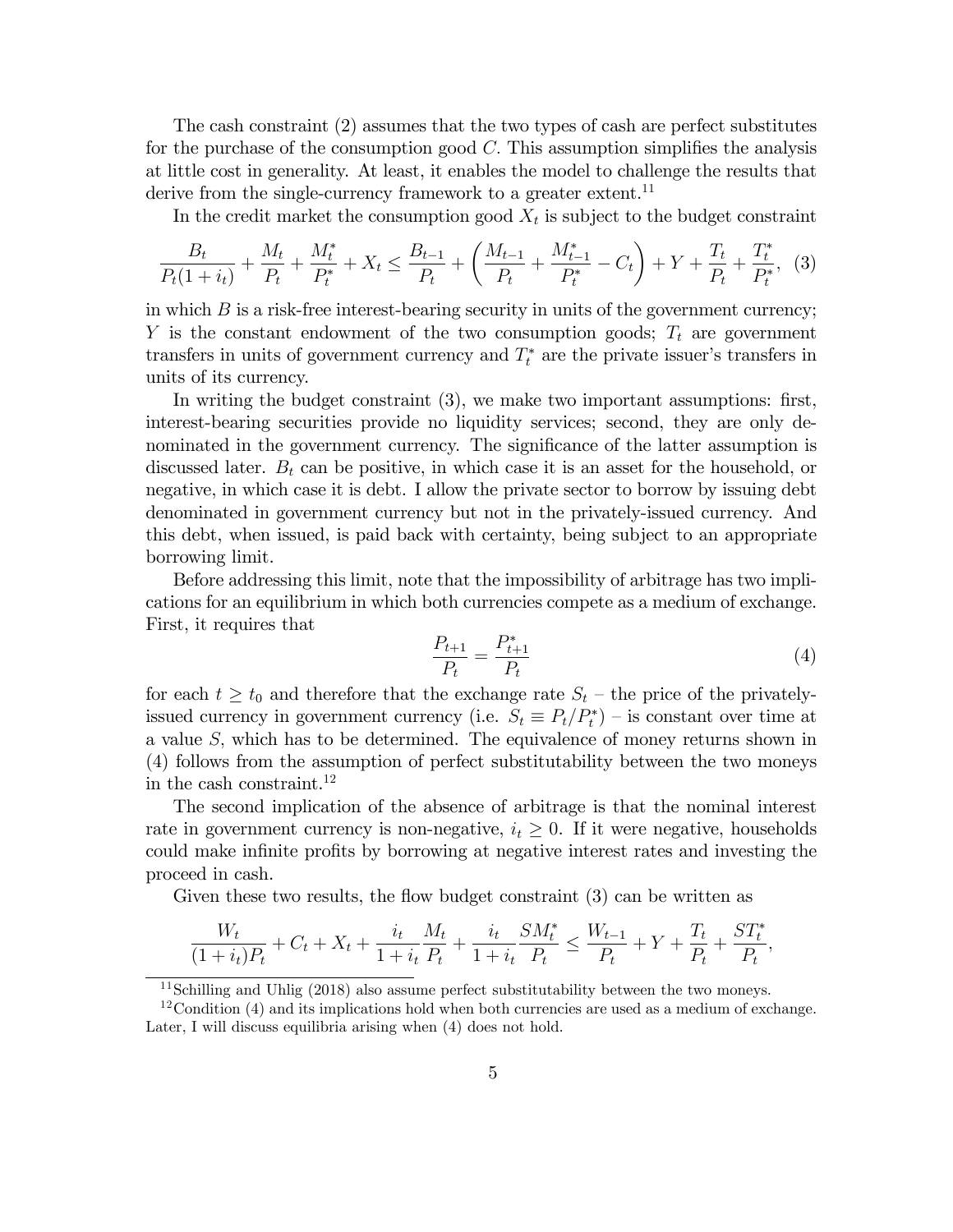The cash constraint (2) assumes that the two types of cash are perfect substitutes for the purchase of the consumption good $C$. This assumption simplifies the analysis at little cost in generality. At least, it enables the model to challenge the results that derive from the single-currency framework to a greater extent.[11]

In the credit market the consumption good $X_t$ is subject to the budget constraint

$$\frac{B_t}{P_t(1+i_t)} + \frac{M_t}{P_t} + \frac{M_t^*}{P_t^*} + X_t \leq \frac{B_{t-1}}{P_t} + \left( \frac{M_{t-1}}{P_t} + \frac{M_{t-1}^*}{P_t^*} - C_t \right) + Y + \frac{T_t}{P_t} + \frac{T_t^*}{P_t^*}, \quad (3)$$

in which $B$ is a risk-free interest-bearing security in units of the government currency; $Y$ is the constant endowment of the two consumption goods; $T_t$ are government transfers in units of government currency and $T_t^*$ are the private issuer's transfers in units of its currency.

In writing the budget constraint (3), we make two important assumptions: first, interest-bearing securities provide no liquidity services; second, they are only denominated in the government currency. The significance of the latter assumption is discussed later. $B_t$ can be positive, in which case it is an asset for the household, or negative, in which case it is debt. I allow the private sector to borrow by issuing debt denominated in government currency but not in the privately-issued currency. And this debt, when issued, is paid back with certainty, being subject to an appropriate borrowing limit.

Before addressing this limit, note that the impossibility of arbitrage has two implications for an equilibrium in which both currencies compete as a medium of exchange. First, it requires that

$$\frac{P_{t+1}}{P_t} = \frac{P_{t+1}^*}{P_t} \quad (4)$$

for each $t \geq t_0$ and therefore that the exchange rate $S_t$ – the price of the privately-issued currency in government currency (i.e. $S_t \equiv P_t/P_t^*$) – is constant over time at a value $S$, which has to be determined. The equivalence of money returns shown in (4) follows from the assumption of perfect substitutability between the two moneys in the cash constraint.[12]

The second implication of the absence of arbitrage is that the nominal interest rate in government currency is non-negative, $i_t \geq 0$. If it were negative, households could make infinite profits by borrowing at negative interest rates and investing the proceed in cash.

Given these two results, the flow budget constraint (3) can be written as

$$\frac{W_t}{(1+i_t)P_t} + C_t + X_t + \frac{i_t}{1+i_t}\frac{M_t}{P_t} + \frac{i_t}{1+i_t}\frac{SM_t^*}{P_t} \leq \frac{W_{t-1}}{P_t} + Y + \frac{T_t}{P_t} + \frac{ST_t^*}{P_t},$$

[11] Schilling and Uhlig (2018) also assume perfect substitutability between the two moneys.

[12] Condition (4) and its implications hold when both currencies are used as a medium of exchange. Later, I will discuss equilibria arising when (4) does not hold.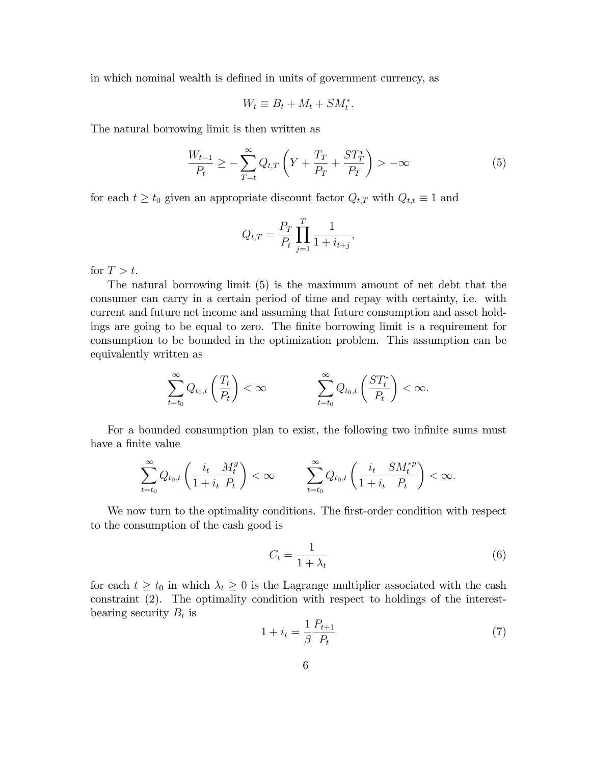in which nominal wealth is defined in units of government currency, as

$$W_t \equiv B_t + M_t + SM_t^*.$$

The natural borrowing limit is then written as

$$\frac{W_{t-1}}{P_t} \geq -\sum_{T=t}^{\infty} Q_{t,T}\left(Y + \frac{T_T}{P_T} + \frac{ST_T^*}{P_T}\right) > -\infty \tag{5}$$

for each $t \geq t_0$ given an appropriate discount factor $Q_{t,T}$ with $Q_{t,t} \equiv 1$ and

$$Q_{t,T} = \frac{P_T}{P_t}\prod_{j=1}^{T}\frac{1}{1+i_{t+j}},$$

for $T > t$.

The natural borrowing limit (5) is the maximum amount of net debt that the consumer can carry in a certain period of time and repay with certainty, i.e. with current and future net income and assuming that future consumption and asset holdings are going to be equal to zero. The finite borrowing limit is a requirement for consumption to be bounded in the optimization problem. This assumption can be equivalently written as

$$\sum_{t=t_0}^{\infty} Q_{t_0,t}\left(\frac{T_t}{P_t}\right) < \infty \qquad\qquad \sum_{t=t_0}^{\infty} Q_{t_0,t}\left(\frac{ST_t^*}{P_t}\right) < \infty.$$

For a bounded consumption plan to exist, the following two infinite sums must have a finite value

$$\sum_{t=t_0}^{\infty} Q_{t_0,t}\left(\frac{i_t}{1+i_t}\frac{M_t^g}{P_t}\right) < \infty \qquad\qquad \sum_{t=t_0}^{\infty} Q_{t_0,t}\left(\frac{i_t}{1+i_t}\frac{SM_t^{*p}}{P_t}\right) < \infty.$$

We now turn to the optimality conditions. The first-order condition with respect to the consumption of the cash good is

$$C_t = \frac{1}{1+\lambda_t} \tag{6}$$

for each $t \geq t_0$ in which $\lambda_t \geq 0$ is the Lagrange multiplier associated with the cash constraint (2). The optimality condition with respect to holdings of the interest-bearing security $B_t$ is

$$1 + i_t = \frac{1}{\beta}\frac{P_{t+1}}{P_t} \tag{7}$$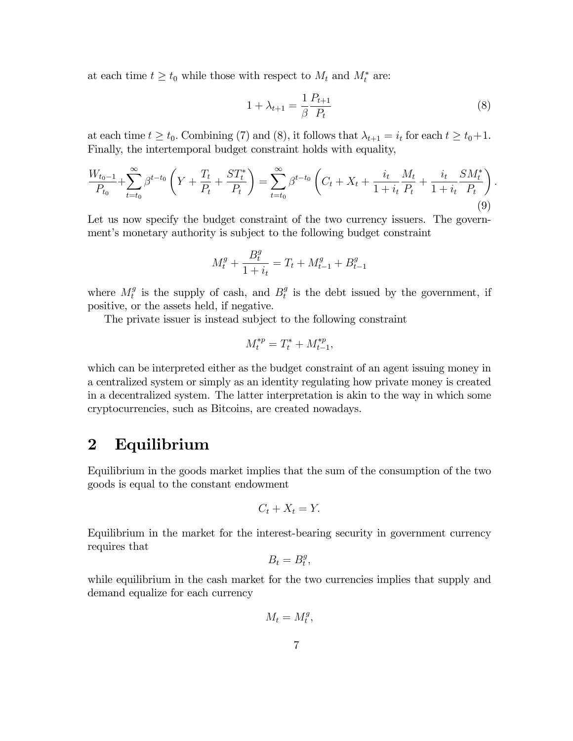at each time $t \geq t_0$ while those with respect to $M_t$ and $M_t^*$ are:

$$1 + \lambda_{t+1} = \frac{1}{\beta} \frac{P_{t+1}}{P_t} \tag{8}$$

at each time $t \geq t_0$. Combining (7) and (8), it follows that $\lambda_{t+1} = i_t$ for each $t \geq t_0+1$. Finally, the intertemporal budget constraint holds with equality,

$$\frac{W_{t_0-1}}{P_{t_0}} + \sum_{t=t_0}^{\infty} \beta^{t-t_0} \left( Y + \frac{T_t}{P_t} + \frac{ST_t^*}{P_t} \right) = \sum_{t=t_0}^{\infty} \beta^{t-t_0} \left( C_t + X_t + \frac{i_t}{1+i_t} \frac{M_t}{P_t} + \frac{i_t}{1+i_t} \frac{SM_t^*}{P_t} \right). \tag{9}$$

Let us now specify the budget constraint of the two currency issuers. The government's monetary authority is subject to the following budget constraint

$$M_t^g + \frac{B_t^g}{1+i_t} = T_t + M_{t-1}^g + B_{t-1}^g$$

where $M_t^g$ is the supply of cash, and $B_t^g$ is the debt issued by the government, if positive, or the assets held, if negative.

The private issuer is instead subject to the following constraint

$$M_t^{*p} = T_t^* + M_{t-1}^{*p},$$

which can be interpreted either as the budget constraint of an agent issuing money in a centralized system or simply as an identity regulating how private money is created in a decentralized system. The latter interpretation is akin to the way in which some cryptocurrencies, such as Bitcoins, are created nowadays.

# 2 Equilibrium

Equilibrium in the goods market implies that the sum of the consumption of the two goods is equal to the constant endowment

$$C_t + X_t = Y.$$

Equilibrium in the market for the interest-bearing security in government currency requires that

$$B_t = B_t^g,$$

while equilibrium in the cash market for the two currencies implies that supply and demand equalize for each currency

$$M_t = M_t^g,$$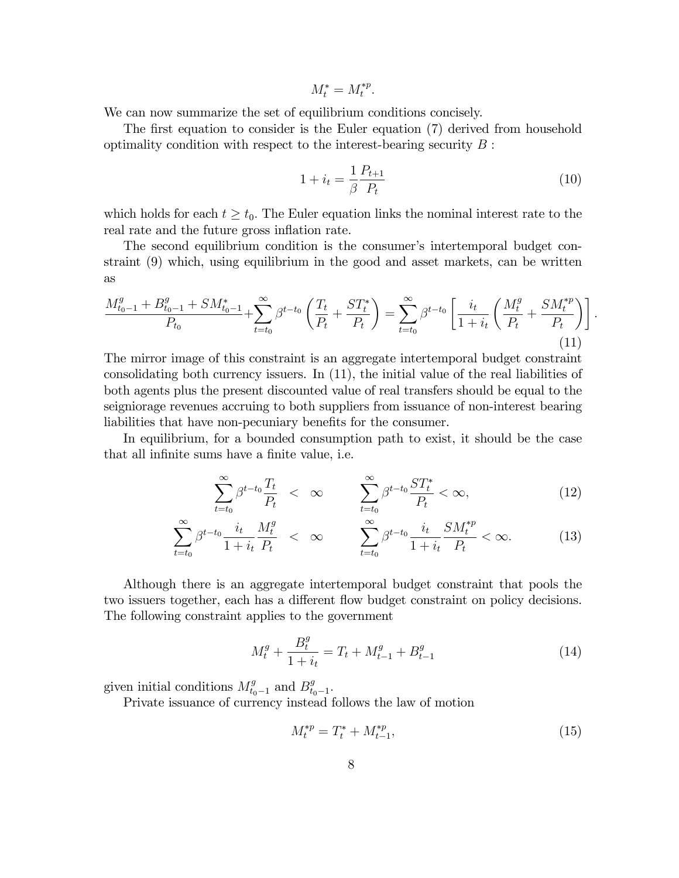$$M_t^* = M_t^{*p}.$$

We can now summarize the set of equilibrium conditions concisely.

The first equation to consider is the Euler equation (7) derived from household optimality condition with respect to the interest-bearing security $B$ :

$$1 + i_t = \frac{1}{\beta} \frac{P_{t+1}}{P_t} \tag{10}$$

which holds for each $t \geq t_0$. The Euler equation links the nominal interest rate to the real rate and the future gross inflation rate.

The second equilibrium condition is the consumer's intertemporal budget constraint (9) which, using equilibrium in the good and asset markets, can be written as

$$\frac{M_{t_0-1}^g + B_{t_0-1}^g + SM_{t_0-1}^*}{P_{t_0}} + \sum_{t=t_0}^{\infty} \beta^{t-t_0} \left( \frac{T_t}{P_t} + \frac{ST_t^*}{P_t} \right) = \sum_{t=t_0}^{\infty} \beta^{t-t_0} \left[ \frac{i_t}{1+i_t} \left( \frac{M_t^g}{P_t} + \frac{SM_t^{*p}}{P_t} \right) \right]. \tag{11}$$

The mirror image of this constraint is an aggregate intertemporal budget constraint consolidating both currency issuers. In (11), the initial value of the real liabilities of both agents plus the present discounted value of real transfers should be equal to the seigniorage revenues accruing to both suppliers from issuance of non-interest bearing liabilities that have non-pecuniary benefits for the consumer.

In equilibrium, for a bounded consumption path to exist, it should be the case that all infinite sums have a finite value, i.e.

$$\sum_{t=t_0}^{\infty} \beta^{t-t_0} \frac{T_t}{P_t} < \infty \qquad \sum_{t=t_0}^{\infty} \beta^{t-t_0} \frac{ST_t^*}{P_t} < \infty, \tag{12}$$

$$\sum_{t=t_0}^{\infty} \beta^{t-t_0} \frac{i_t}{1+i_t} \frac{M_t^g}{P_t} < \infty \qquad \sum_{t=t_0}^{\infty} \beta^{t-t_0} \frac{i_t}{1+i_t} \frac{SM_t^{*p}}{P_t} < \infty. \tag{13}$$

Although there is an aggregate intertemporal budget constraint that pools the two issuers together, each has a different flow budget constraint on policy decisions. The following constraint applies to the government

$$M_t^g + \frac{B_t^g}{1+i_t} = T_t + M_{t-1}^g + B_{t-1}^g \tag{14}$$

given initial conditions $M_{t_0-1}^g$ and $B_{t_0-1}^g$.

Private issuance of currency instead follows the law of motion

$$M_t^{*p} = T_t^* + M_{t-1}^{*p}, \tag{15}$$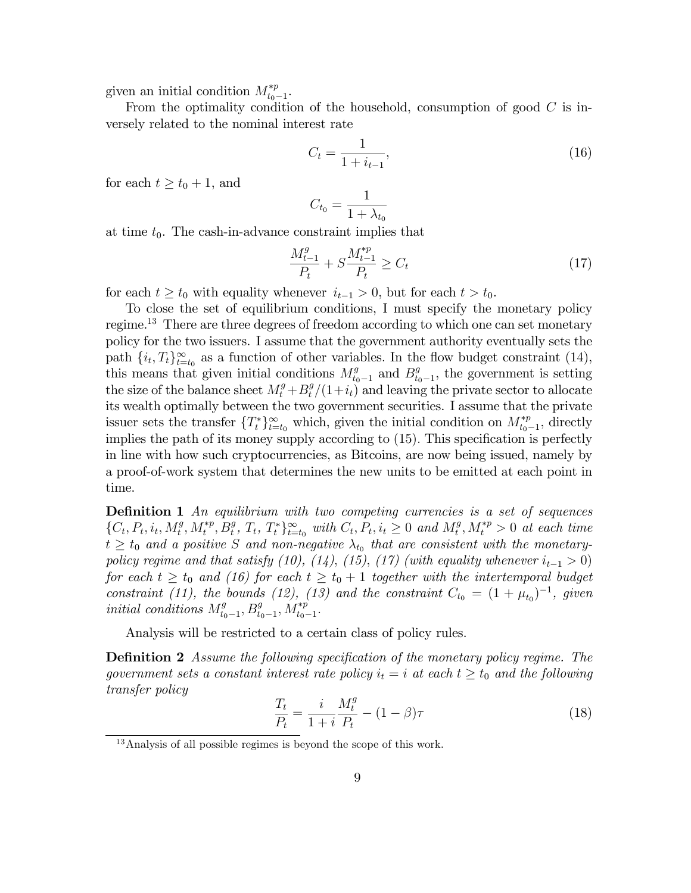given an initial condition $M^{*p}_{t_0-1}$.

From the optimality condition of the household, consumption of good $C$ is inversely related to the nominal interest rate

$$C_t = \frac{1}{1+i_{t-1}}, \tag{16}$$

for each $t \geq t_0 + 1$, and

$$C_{t_0} = \frac{1}{1+\lambda_{t_0}}$$

at time $t_0$. The cash-in-advance constraint implies that

$$\frac{M^g_{t-1}}{P_t} + S\frac{M^{*p}_{t-1}}{P_t} \geq C_t \tag{17}$$

for each $t \geq t_0$ with equality whenever $i_{t-1} > 0$, but for each $t > t_0$.

To close the set of equilibrium conditions, I must specify the monetary policy regime.[13] There are three degrees of freedom according to which one can set monetary policy for the two issuers. I assume that the government authority eventually sets the path $\{i_t, T_t\}^{\infty}_{t=t_0}$ as a function of other variables. In the flow budget constraint (14), this means that given initial conditions $M^g_{t_0-1}$ and $B^g_{t_0-1}$, the government is setting the size of the balance sheet $M^g_t + B^g_t/(1+i_t)$ and leaving the private sector to allocate its wealth optimally between the two government securities. I assume that the private issuer sets the transfer $\{T^*_t\}^{\infty}_{t=t_0}$ which, given the initial condition on $M^{*p}_{t_0-1}$, directly implies the path of its money supply according to (15). This specification is perfectly in line with how such cryptocurrencies, as Bitcoins, are now being issued, namely by a proof-of-work system that determines the new units to be emitted at each point in time.

**Definition 1** *An equilibrium with two competing currencies is a set of sequences* $\{C_t, P_t, i_t, M^g_t, M^{*p}_t, B^g_t, T_t, T^*_t\}^{\infty}_{t=t_0}$ *with* $C_t, P_t, i_t \geq 0$ *and* $M^g_t, M^{*p}_t > 0$ *at each time* $t \geq t_0$ *and a positive* $S$ *and non-negative* $\lambda_{t_0}$ *that are consistent with the monetary-policy regime and that satisfy (10), (14), (15), (17) (with equality whenever* $i_{t-1} > 0$*) for each* $t \geq t_0$ *and (16) for each* $t \geq t_0 + 1$ *together with the intertemporal budget constraint (11), the bounds (12), (13) and the constraint* $C_{t_0} = (1+\mu_{t_0})^{-1}$*, given initial conditions* $M^g_{t_0-1}, B^g_{t_0-1}, M^{*p}_{t_0-1}$.

Analysis will be restricted to a certain class of policy rules.

**Definition 2** *Assume the following specification of the monetary policy regime. The government sets a constant interest rate policy* $i_t = i$ *at each* $t \geq t_0$ *and the following transfer policy*

$$\frac{T_t}{P_t} = \frac{i}{1+i}\frac{M^g_t}{P_t} - (1-\beta)\tau \tag{18}$$

[13] Analysis of all possible regimes is beyond the scope of this work.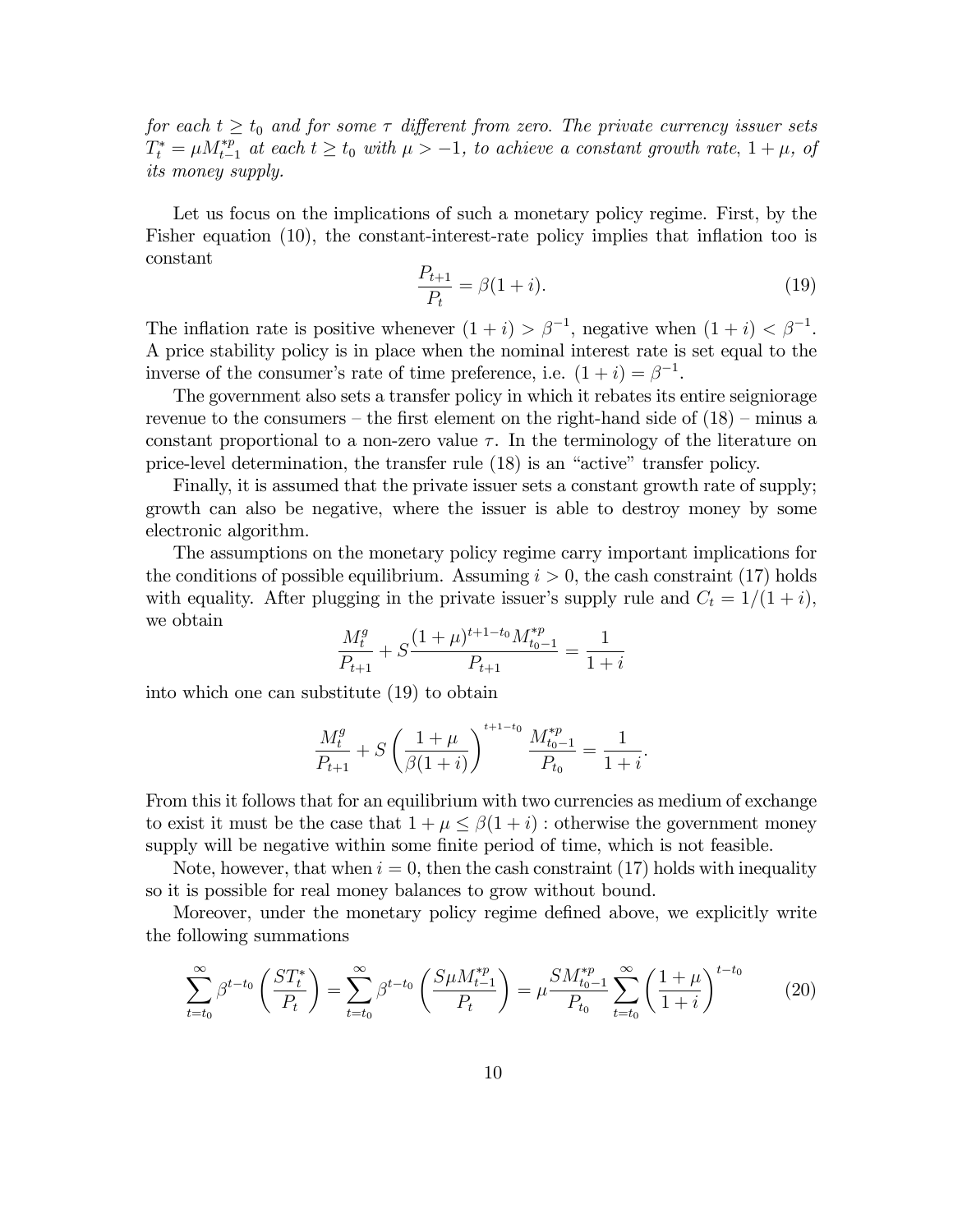*for each $t \geq t_0$ and for some $\tau$ different from zero. The private currency issuer sets $T_t^* = \mu M_{t-1}^{*p}$ at each $t \geq t_0$ with $\mu > -1$, to achieve a constant growth rate, $1 + \mu$, of its money supply.*

Let us focus on the implications of such a monetary policy regime. First, by the Fisher equation (10), the constant-interest-rate policy implies that inflation too is constant

$$\frac{P_{t+1}}{P_t} = \beta(1+i). \tag{19}$$

The inflation rate is positive whenever $(1+i) > \beta^{-1}$, negative when $(1+i) < \beta^{-1}$. A price stability policy is in place when the nominal interest rate is set equal to the inverse of the consumer's rate of time preference, i.e. $(1+i) = \beta^{-1}$.

The government also sets a transfer policy in which it rebates its entire seigniorage revenue to the consumers – the first element on the right-hand side of (18) – minus a constant proportional to a non-zero value $\tau$. In the terminology of the literature on price-level determination, the transfer rule (18) is an "active" transfer policy.

Finally, it is assumed that the private issuer sets a constant growth rate of supply; growth can also be negative, where the issuer is able to destroy money by some electronic algorithm.

The assumptions on the monetary policy regime carry important implications for the conditions of possible equilibrium. Assuming $i > 0$, the cash constraint (17) holds with equality. After plugging in the private issuer's supply rule and $C_t = 1/(1+i)$, we obtain

$$\frac{M_t^g}{P_{t+1}} + S\frac{(1+\mu)^{t+1-t_0} M_{t_0-1}^{*p}}{P_{t+1}} = \frac{1}{1+i}$$

into which one can substitute (19) to obtain

$$\frac{M_t^g}{P_{t+1}} + S\left(\frac{1+\mu}{\beta(1+i)}\right)^{t+1-t_0} \frac{M_{t_0-1}^{*p}}{P_{t_0}} = \frac{1}{1+i}.$$

From this it follows that for an equilibrium with two currencies as medium of exchange to exist it must be the case that $1 + \mu \leq \beta(1+i)$ : otherwise the government money supply will be negative within some finite period of time, which is not feasible.

Note, however, that when $i = 0$, then the cash constraint (17) holds with inequality so it is possible for real money balances to grow without bound.

Moreover, under the monetary policy regime defined above, we explicitly write the following summations

$$\sum_{t=t_0}^{\infty} \beta^{t-t_0} \left(\frac{ST_t^*}{P_t}\right) = \sum_{t=t_0}^{\infty} \beta^{t-t_0} \left(\frac{S\mu M_{t-1}^{*p}}{P_t}\right) = \mu \frac{SM_{t_0-1}^{*p}}{P_{t_0}} \sum_{t=t_0}^{\infty} \left(\frac{1+\mu}{1+i}\right)^{t-t_0} \tag{20}$$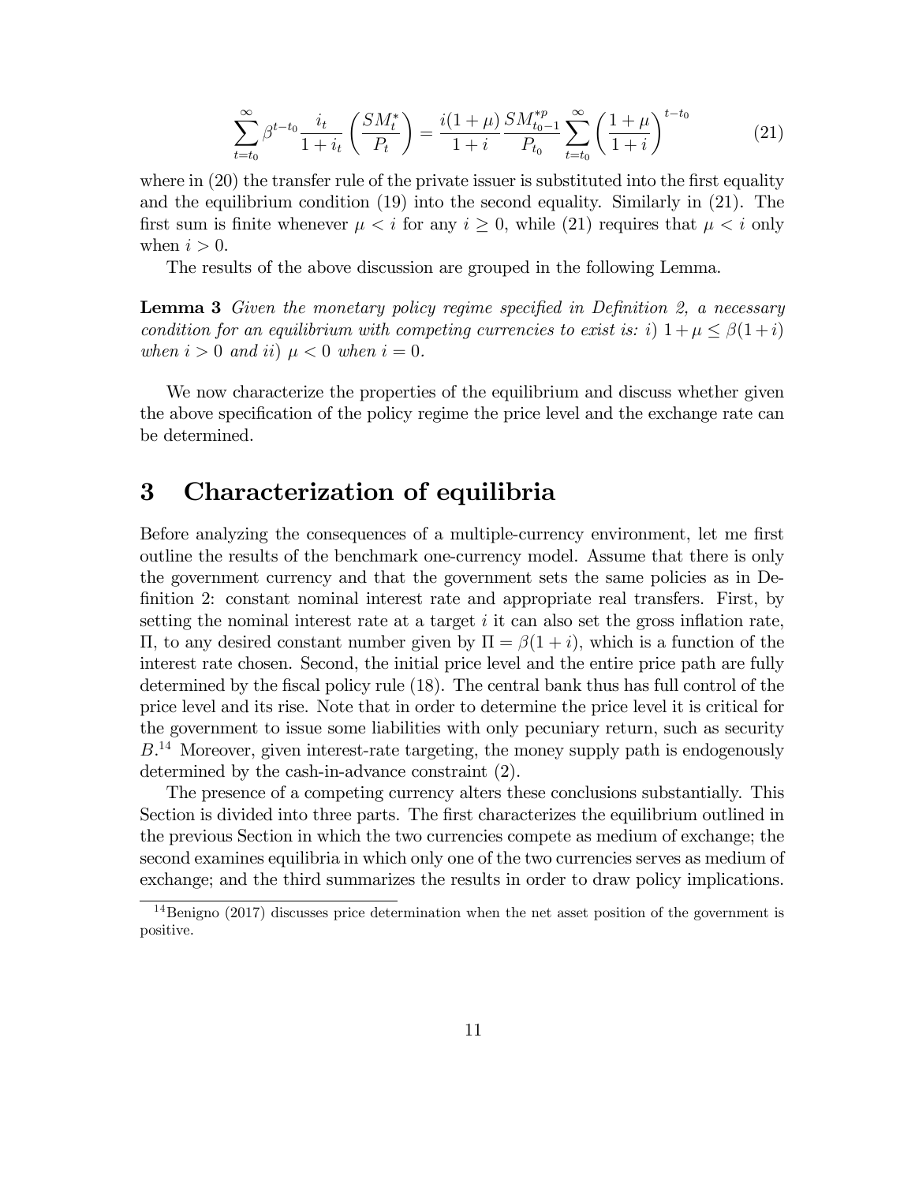$$\sum_{t=t_0}^{\infty} \beta^{t-t_0} \frac{i_t}{1+i_t} \left( \frac{SM_t^*}{P_t} \right) = \frac{i(1+\mu)}{1+i} \frac{SM_{t_0-1}^{*p}}{P_{t_0}} \sum_{t=t_0}^{\infty} \left( \frac{1+\mu}{1+i} \right)^{t-t_0} \tag{21}$$

where in (20) the transfer rule of the private issuer is substituted into the first equality and the equilibrium condition (19) into the second equality. Similarly in (21). The first sum is finite whenever $\mu < i$ for any $i \geq 0$, while (21) requires that $\mu < i$ only when $i > 0$.

The results of the above discussion are grouped in the following Lemma.

**Lemma 3** *Given the monetary policy regime specified in Definition 2, a necessary condition for an equilibrium with competing currencies to exist is: i)* $1 + \mu \leq \beta(1 + i)$ *when* $i > 0$ *and ii)* $\mu < 0$ *when* $i = 0$.

We now characterize the properties of the equilibrium and discuss whether given the above specification of the policy regime the price level and the exchange rate can be determined.

# 3 Characterization of equilibria

Before analyzing the consequences of a multiple-currency environment, let me first outline the results of the benchmark one-currency model. Assume that there is only the government currency and that the government sets the same policies as in Definition 2: constant nominal interest rate and appropriate real transfers. First, by setting the nominal interest rate at a target $i$ it can also set the gross inflation rate, $\Pi$, to any desired constant number given by $\Pi = \beta(1 + i)$, which is a function of the interest rate chosen. Second, the initial price level and the entire price path are fully determined by the fiscal policy rule (18). The central bank thus has full control of the price level and its rise. Note that in order to determine the price level it is critical for the government to issue some liabilities with only pecuniary return, such as security $B$.[14] Moreover, given interest-rate targeting, the money supply path is endogenously determined by the cash-in-advance constraint (2).

The presence of a competing currency alters these conclusions substantially. This Section is divided into three parts. The first characterizes the equilibrium outlined in the previous Section in which the two currencies compete as medium of exchange; the second examines equilibria in which only one of the two currencies serves as medium of exchange; and the third summarizes the results in order to draw policy implications.

[14] Benigno (2017) discusses price determination when the net asset position of the government is positive.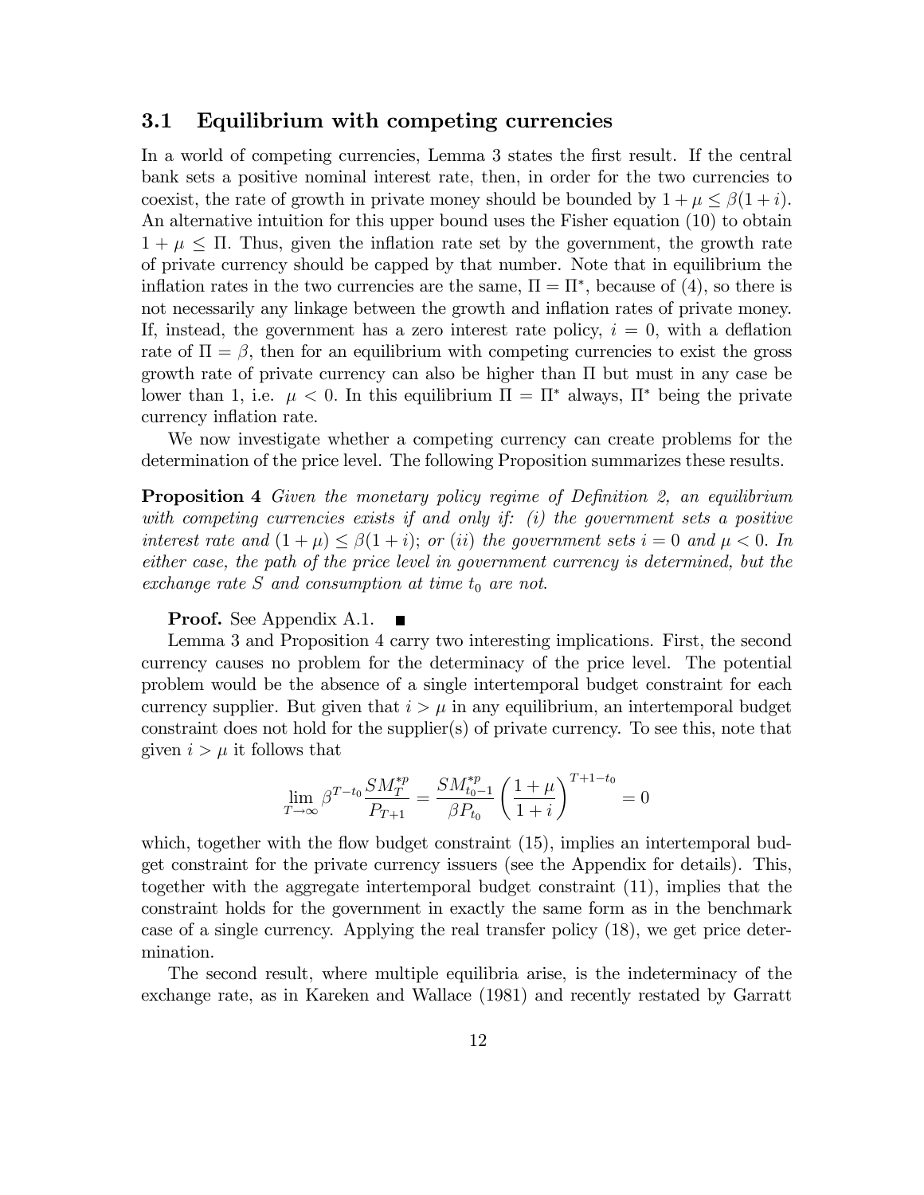### 3.1 Equilibrium with competing currencies

In a world of competing currencies, Lemma 3 states the first result. If the central bank sets a positive nominal interest rate, then, in order for the two currencies to coexist, the rate of growth in private money should be bounded by $1 + \mu \leq \beta(1 + i)$. An alternative intuition for this upper bound uses the Fisher equation (10) to obtain $1 + \mu \leq \Pi$. Thus, given the inflation rate set by the government, the growth rate of private currency should be capped by that number. Note that in equilibrium the inflation rates in the two currencies are the same, $\Pi = \Pi^*$, because of (4), so there is not necessarily any linkage between the growth and inflation rates of private money. If, instead, the government has a zero interest rate policy, $i = 0$, with a deflation rate of $\Pi = \beta$, then for an equilibrium with competing currencies to exist the gross growth rate of private currency can also be higher than $\Pi$ but must in any case be lower than 1, i.e. $\mu < 0$. In this equilibrium $\Pi = \Pi^*$ always, $\Pi^*$ being the private currency inflation rate.

We now investigate whether a competing currency can create problems for the determination of the price level. The following Proposition summarizes these results.

**Proposition 4** *Given the monetary policy regime of Definition 2, an equilibrium with competing currencies exists if and only if: (i) the government sets a positive interest rate and $(1 + \mu) \leq \beta(1 + i)$; or (ii) the government sets $i = 0$ and $\mu < 0$. In either case, the path of the price level in government currency is determined, but the exchange rate $S$ and consumption at time $t_0$ are not.*

**Proof.** See Appendix A.1. ■

Lemma 3 and Proposition 4 carry two interesting implications. First, the second currency causes no problem for the determinacy of the price level. The potential problem would be the absence of a single intertemporal budget constraint for each currency supplier. But given that $i > \mu$ in any equilibrium, an intertemporal budget constraint does not hold for the supplier(s) of private currency. To see this, note that given $i > \mu$ it follows that

$$\lim_{T \to \infty} \beta^{T - t_0} \frac{S M_T^{*p}}{P_{T+1}} = \frac{S M_{t_0 - 1}^{*p}}{\beta P_{t_0}} \left( \frac{1 + \mu}{1 + i} \right)^{T + 1 - t_0} = 0$$

which, together with the flow budget constraint (15), implies an intertemporal budget constraint for the private currency issuers (see the Appendix for details). This, together with the aggregate intertemporal budget constraint (11), implies that the constraint holds for the government in exactly the same form as in the benchmark case of a single currency. Applying the real transfer policy (18), we get price determination.

The second result, where multiple equilibria arise, is the indeterminacy of the exchange rate, as in Kareken and Wallace (1981) and recently restated by Garratt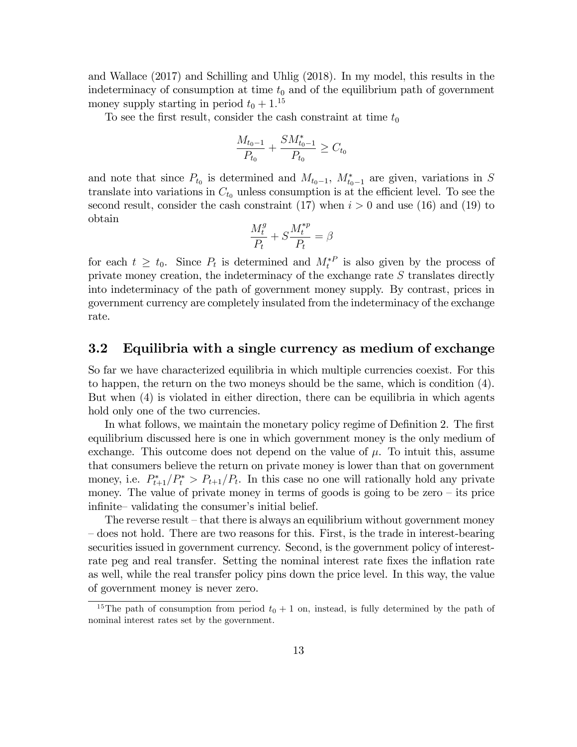and Wallace (2017) and Schilling and Uhlig (2018). In my model, this results in the indeterminacy of consumption at time $t_0$ and of the equilibrium path of government money supply starting in period $t_0 + 1$.[15]

To see the first result, consider the cash constraint at time $t_0$

$$\frac{M_{t_0-1}}{P_{t_0}} + \frac{SM^*_{t_0-1}}{P_{t_0}} \geq C_{t_0}$$

and note that since $P_{t_0}$ is determined and $M_{t_0-1}$, $M^*_{t_0-1}$ are given, variations in $S$ translate into variations in $C_{t_0}$ unless consumption is at the efficient level. To see the second result, consider the cash constraint (17) when $i > 0$ and use (16) and (19) to obtain

$$\frac{M^g_t}{P_t} + S\frac{M^{*p}_t}{P_t} = \beta$$

for each $t \geq t_0$. Since $P_t$ is determined and $M^{*P}_t$ is also given by the process of private money creation, the indeterminacy of the exchange rate $S$ translates directly into indeterminacy of the path of government money supply. By contrast, prices in government currency are completely insulated from the indeterminacy of the exchange rate.

## 3.2 Equilibria with a single currency as medium of exchange

So far we have characterized equilibria in which multiple currencies coexist. For this to happen, the return on the two moneys should be the same, which is condition (4). But when (4) is violated in either direction, there can be equilibria in which agents hold only one of the two currencies.

In what follows, we maintain the monetary policy regime of Definition 2. The first equilibrium discussed here is one in which government money is the only medium of exchange. This outcome does not depend on the value of $\mu$. To intuit this, assume that consumers believe the return on private money is lower than that on government money, i.e. $P^*_{t+1}/P^*_t > P_{t+1}/P_t$. In this case no one will rationally hold any private money. The value of private money in terms of goods is going to be zero – its price infinite– validating the consumer's initial belief.

The reverse result – that there is always an equilibrium without government money – does not hold. There are two reasons for this. First, is the trade in interest-bearing securities issued in government currency. Second, is the government policy of interest-rate peg and real transfer. Setting the nominal interest rate fixes the inflation rate as well, while the real transfer policy pins down the price level. In this way, the value of government money is never zero.

[15] The path of consumption from period $t_0 + 1$ on, instead, is fully determined by the path of nominal interest rates set by the government.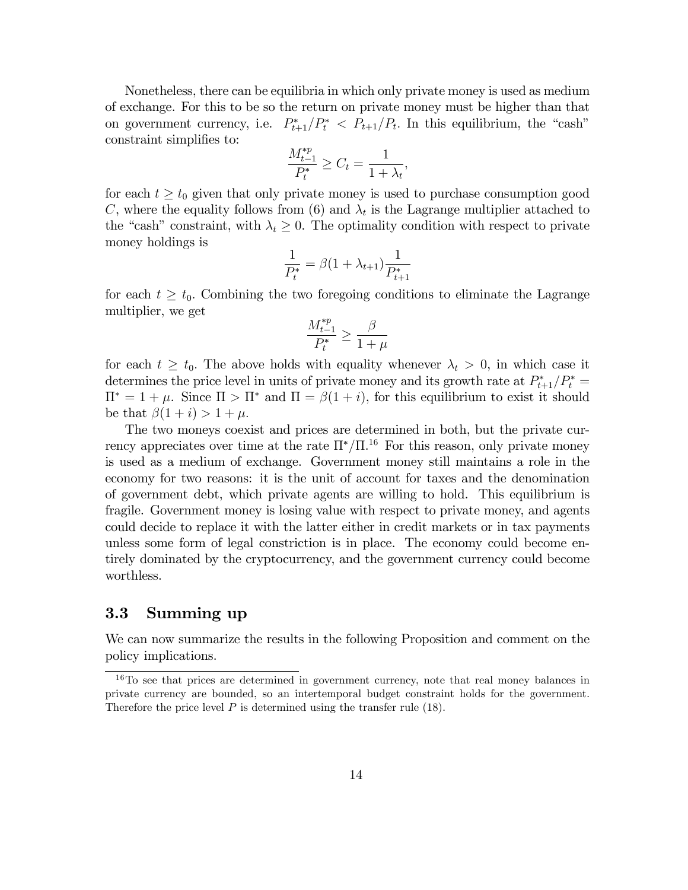Nonetheless, there can be equilibria in which only private money is used as medium of exchange. For this to be so the return on private money must be higher than that on government currency, i.e. $P_{t+1}^*/P_t^* < P_{t+1}/P_t$. In this equilibrium, the "cash" constraint simplifies to:

$$\frac{M_{t-1}^{*p}}{P_t^*} \geq C_t = \frac{1}{1+\lambda_t},$$

for each $t \geq t_0$ given that only private money is used to purchase consumption good $C$, where the equality follows from (6) and $\lambda_t$ is the Lagrange multiplier attached to the "cash" constraint, with $\lambda_t \geq 0$. The optimality condition with respect to private money holdings is

$$\frac{1}{P_t^*} = \beta(1+\lambda_{t+1})\frac{1}{P_{t+1}^*}$$

for each $t \geq t_0$. Combining the two foregoing conditions to eliminate the Lagrange multiplier, we get

$$\frac{M_{t-1}^{*p}}{P_t^*} \geq \frac{\beta}{1+\mu}$$

for each $t \geq t_0$. The above holds with equality whenever $\lambda_t > 0$, in which case it determines the price level in units of private money and its growth rate at $P_{t+1}^*/P_t^* = \Pi^* = 1+\mu$. Since $\Pi > \Pi^*$ and $\Pi = \beta(1+i)$, for this equilibrium to exist it should be that $\beta(1+i) > 1+\mu$.

The two moneys coexist and prices are determined in both, but the private currency appreciates over time at the rate $\Pi^*/\Pi$.[16] For this reason, only private money is used as a medium of exchange. Government money still maintains a role in the economy for two reasons: it is the unit of account for taxes and the denomination of government debt, which private agents are willing to hold. This equilibrium is fragile. Government money is losing value with respect to private money, and agents could decide to replace it with the latter either in credit markets or in tax payments unless some form of legal constriction is in place. The economy could become entirely dominated by the cryptocurrency, and the government currency could become worthless.

## 3.3 Summing up

We can now summarize the results in the following Proposition and comment on the policy implications.

[16] To see that prices are determined in government currency, note that real money balances in private currency are bounded, so an intertemporal budget constraint holds for the government. Therefore the price level $P$ is determined using the transfer rule (18).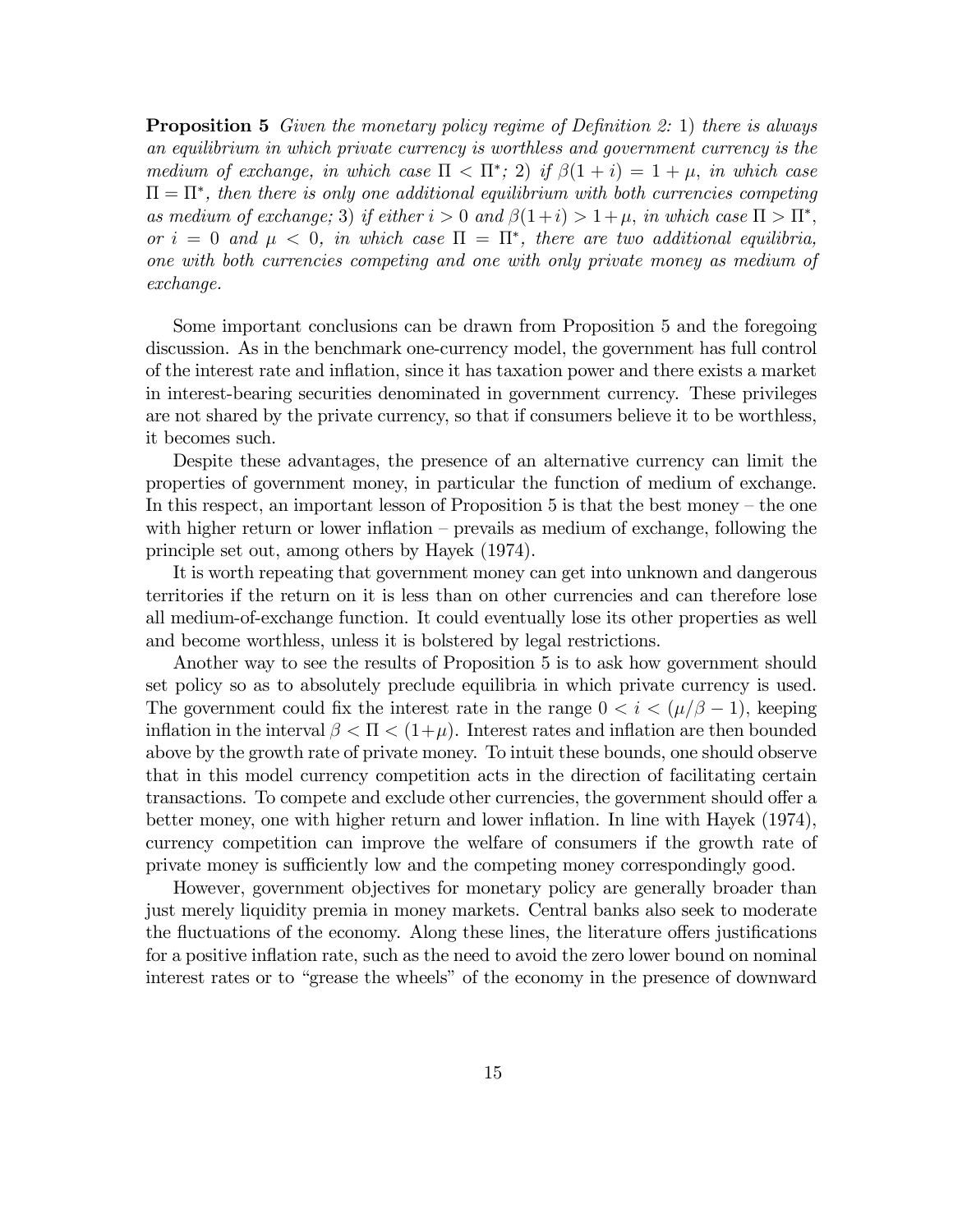**Proposition 5** *Given the monetary policy regime of Definition 2:* 1) *there is always an equilibrium in which private currency is worthless and government currency is the medium of exchange, in which case $\Pi < \Pi^*$;* 2) *if $\beta(1+i) = 1+\mu$, in which case $\Pi = \Pi^*$, then there is only one additional equilibrium with both currencies competing as medium of exchange;* 3) *if either $i > 0$ and $\beta(1+i) > 1+\mu$, in which case $\Pi > \Pi^*$, or $i = 0$ and $\mu < 0$, in which case $\Pi = \Pi^*$, there are two additional equilibria, one with both currencies competing and one with only private money as medium of exchange.*

Some important conclusions can be drawn from Proposition 5 and the foregoing discussion. As in the benchmark one-currency model, the government has full control of the interest rate and inflation, since it has taxation power and there exists a market in interest-bearing securities denominated in government currency. These privileges are not shared by the private currency, so that if consumers believe it to be worthless, it becomes such.

Despite these advantages, the presence of an alternative currency can limit the properties of government money, in particular the function of medium of exchange. In this respect, an important lesson of Proposition 5 is that the best money – the one with higher return or lower inflation – prevails as medium of exchange, following the principle set out, among others by Hayek (1974).

It is worth repeating that government money can get into unknown and dangerous territories if the return on it is less than on other currencies and can therefore lose all medium-of-exchange function. It could eventually lose its other properties as well and become worthless, unless it is bolstered by legal restrictions.

Another way to see the results of Proposition 5 is to ask how government should set policy so as to absolutely preclude equilibria in which private currency is used. The government could fix the interest rate in the range $0 < i < (\mu/\beta - 1)$, keeping inflation in the interval $\beta < \Pi < (1+\mu)$. Interest rates and inflation are then bounded above by the growth rate of private money. To intuit these bounds, one should observe that in this model currency competition acts in the direction of facilitating certain transactions. To compete and exclude other currencies, the government should offer a better money, one with higher return and lower inflation. In line with Hayek (1974), currency competition can improve the welfare of consumers if the growth rate of private money is sufficiently low and the competing money correspondingly good.

However, government objectives for monetary policy are generally broader than just merely liquidity premia in money markets. Central banks also seek to moderate the fluctuations of the economy. Along these lines, the literature offers justifications for a positive inflation rate, such as the need to avoid the zero lower bound on nominal interest rates or to "grease the wheels" of the economy in the presence of downward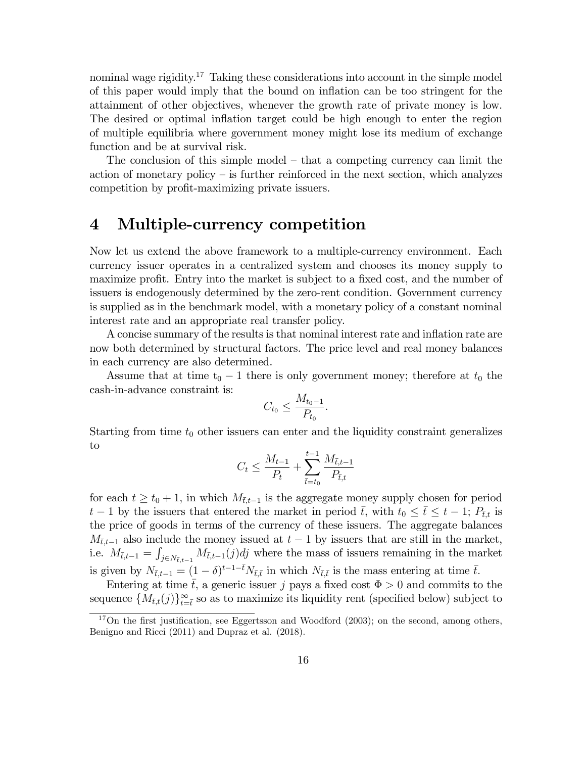nominal wage rigidity.[17] Taking these considerations into account in the simple model of this paper would imply that the bound on inflation can be too stringent for the attainment of other objectives, whenever the growth rate of private money is low. The desired or optimal inflation target could be high enough to enter the region of multiple equilibria where government money might lose its medium of exchange function and be at survival risk.

The conclusion of this simple model – that a competing currency can limit the action of monetary policy – is further reinforced in the next section, which analyzes competition by profit-maximizing private issuers.

# 4 Multiple-currency competition

Now let us extend the above framework to a multiple-currency environment. Each currency issuer operates in a centralized system and chooses its money supply to maximize profit. Entry into the market is subject to a fixed cost, and the number of issuers is endogenously determined by the zero-rent condition. Government currency is supplied as in the benchmark model, with a monetary policy of a constant nominal interest rate and an appropriate real transfer policy.

A concise summary of the results is that nominal interest rate and inflation rate are now both determined by structural factors. The price level and real money balances in each currency are also determined.

Assume that at time $t_0 - 1$ there is only government money; therefore at $t_0$ the cash-in-advance constraint is:

$$C_{t_0} \leq \frac{M_{t_0-1}}{P_{t_0}}.$$

Starting from time $t_0$ other issuers can enter and the liquidity constraint generalizes to

$$C_t \leq \frac{M_{t-1}}{P_t} + \sum_{\bar{t}=t_0}^{t-1} \frac{M_{\bar{t},t-1}}{P_{\bar{t},t}}$$

for each $t \geq t_0 + 1$, in which $M_{\bar{t},t-1}$ is the aggregate money supply chosen for period $t-1$ by the issuers that entered the market in period $\bar{t}$, with $t_0 \leq \bar{t} \leq t-1$; $P_{\bar{t},t}$ is the price of goods in terms of the currency of these issuers. The aggregate balances $M_{\bar{t},t-1}$ also include the money issued at $t-1$ by issuers that are still in the market, i.e. $M_{\bar{t},t-1} = \int_{j \in N_{\bar{t},t-1}} M_{\bar{t},t-1}(j)dj$ where the mass of issuers remaining in the market is given by $N_{\bar{t},t-1} = (1-\delta)^{t-1-\bar{t}} N_{\bar{t},\bar{t}}$ in which $N_{\bar{t},\bar{t}}$ is the mass entering at time $\bar{t}$.

Entering at time $\bar{t}$, a generic issuer $j$ pays a fixed cost $\Phi > 0$ and commits to the sequence $\{M_{\bar{t},t}(j)\}_{t=\bar{t}}^{\infty}$ so as to maximize its liquidity rent (specified below) subject to

[17] On the first justification, see Eggertsson and Woodford (2003); on the second, among others, Benigno and Ricci (2011) and Dupraz et al. (2018).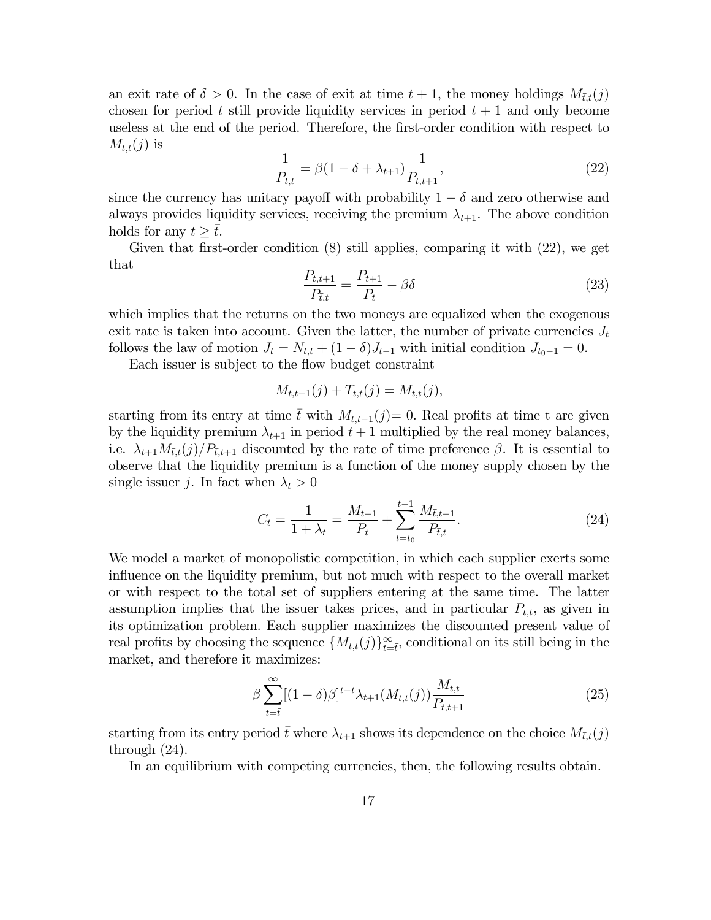an exit rate of $\delta > 0$. In the case of exit at time $t+1$, the money holdings $M_{\bar{t},t}(j)$ chosen for period $t$ still provide liquidity services in period $t+1$ and only become useless at the end of the period. Therefore, the first-order condition with respect to $M_{\bar{t},t}(j)$ is

$$\frac{1}{P_{\bar{t},t}} = \beta(1 - \delta + \lambda_{t+1})\frac{1}{P_{\bar{t},t+1}}, \tag{22}$$

since the currency has unitary payoff with probability $1-\delta$ and zero otherwise and always provides liquidity services, receiving the premium $\lambda_{t+1}$. The above condition holds for any $t \geq \bar{t}$.

Given that first-order condition (8) still applies, comparing it with (22), we get that

$$\frac{P_{\bar{t},t+1}}{P_{\bar{t},t}} = \frac{P_{t+1}}{P_t} - \beta\delta \tag{23}$$

which implies that the returns on the two moneys are equalized when the exogenous exit rate is taken into account. Given the latter, the number of private currencies $J_t$ follows the law of motion $J_t = N_{t,t} + (1-\delta)J_{t-1}$ with initial condition $J_{t_0-1} = 0$.

Each issuer is subject to the flow budget constraint

$$M_{\bar{t},t-1}(j) + T_{\bar{t},t}(j) = M_{\bar{t},t}(j),$$

starting from its entry at time $\bar{t}$ with $M_{\bar{t},\bar{t}-1}(j)= 0$. Real profits at time t are given by the liquidity premium $\lambda_{t+1}$ in period $t+1$ multiplied by the real money balances, i.e. $\lambda_{t+1}M_{\bar{t},t}(j)/P_{\bar{t},t+1}$ discounted by the rate of time preference $\beta$. It is essential to observe that the liquidity premium is a function of the money supply chosen by the single issuer $j$. In fact when $\lambda_t > 0$

$$C_t = \frac{1}{1+\lambda_t} = \frac{M_{t-1}}{P_t} + \sum_{\bar{t}=t_0}^{t-1}\frac{M_{\bar{t},t-1}}{P_{\bar{t},t}}. \tag{24}$$

We model a market of monopolistic competition, in which each supplier exerts some influence on the liquidity premium, but not much with respect to the overall market or with respect to the total set of suppliers entering at the same time. The latter assumption implies that the issuer takes prices, and in particular $P_{\bar{t},t}$, as given in its optimization problem. Each supplier maximizes the discounted present value of real profits by choosing the sequence $\{M_{\bar{t},t}(j)\}_{t=\bar{t}}^{\infty}$, conditional on its still being in the market, and therefore it maximizes:

$$\beta\sum_{t=\bar{t}}^{\infty}[(1-\delta)\beta]^{t-\bar{t}}\lambda_{t+1}(M_{\bar{t},t}(j))\frac{M_{\bar{t},t}}{P_{\bar{t},t+1}} \tag{25}$$

starting from its entry period $\bar{t}$ where $\lambda_{t+1}$ shows its dependence on the choice $M_{\bar{t},t}(j)$ through (24).

In an equilibrium with competing currencies, then, the following results obtain.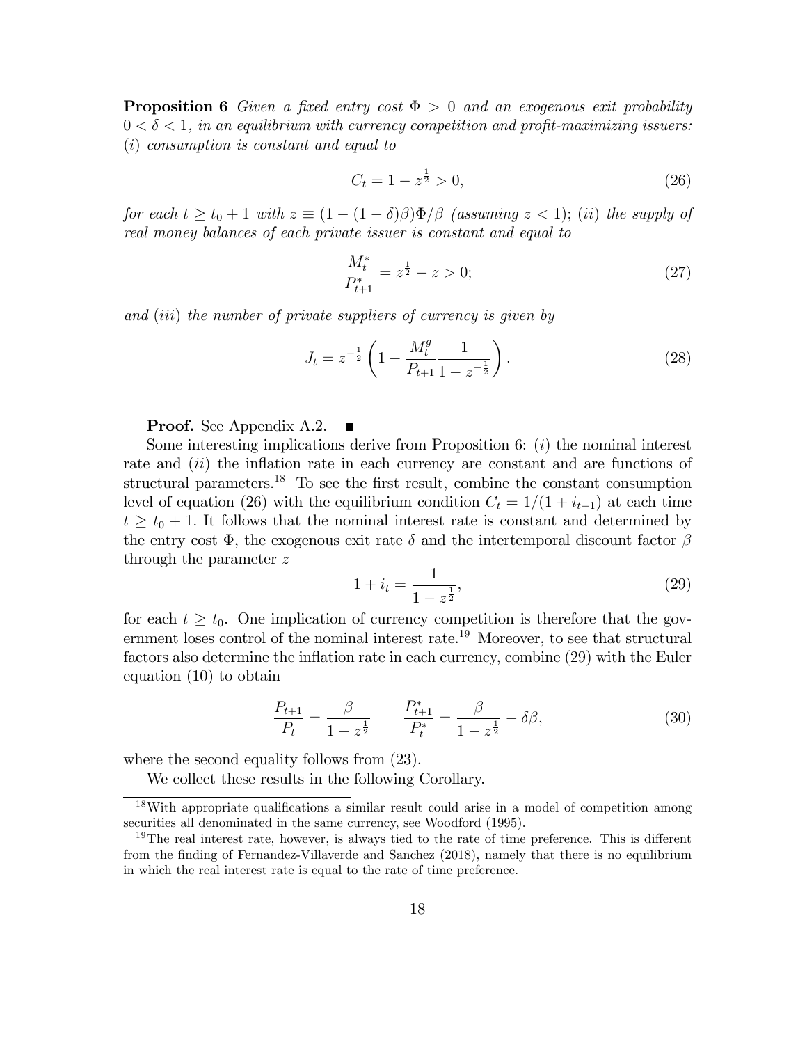**Proposition 6** *Given a fixed entry cost $\Phi > 0$ and an exogenous exit probability $0 < \delta < 1$, in an equilibrium with currency competition and profit-maximizing issuers: $(i)$ consumption is constant and equal to*

$$C_t = 1 - z^{\frac{1}{2}} > 0, \tag{26}$$

*for each $t \geq t_0 + 1$ with $z \equiv (1 - (1 - \delta)\beta)\Phi/\beta$ (assuming $z < 1$); $(ii)$ the supply of real money balances of each private issuer is constant and equal to*

$$\frac{M_t^*}{P_{t+1}^*} = z^{\frac{1}{2}} - z > 0; \tag{27}$$

*and $(iii)$ the number of private suppliers of currency is given by*

$$J_t = z^{-\frac{1}{2}} \left( 1 - \frac{M_t^g}{P_{t+1}} \frac{1}{1 - z^{-\frac{1}{2}}} \right). \tag{28}$$

**Proof.** See Appendix A.2. ■

Some interesting implications derive from Proposition 6: $(i)$ the nominal interest rate and $(ii)$ the inflation rate in each currency are constant and are functions of structural parameters.[18] To see the first result, combine the constant consumption level of equation (26) with the equilibrium condition $C_t = 1/(1 + i_{t-1})$ at each time $t \geq t_0 + 1$. It follows that the nominal interest rate is constant and determined by the entry cost $\Phi$, the exogenous exit rate $\delta$ and the intertemporal discount factor $\beta$ through the parameter $z$

$$1 + i_t = \frac{1}{1 - z^{\frac{1}{2}}}, \tag{29}$$

for each $t \geq t_0$. One implication of currency competition is therefore that the government loses control of the nominal interest rate.[19] Moreover, to see that structural factors also determine the inflation rate in each currency, combine (29) with the Euler equation (10) to obtain

$$\frac{P_{t+1}}{P_t} = \frac{\beta}{1 - z^{\frac{1}{2}}} \qquad \frac{P_{t+1}^*}{P_t^*} = \frac{\beta}{1 - z^{\frac{1}{2}}} - \delta\beta, \tag{30}$$

where the second equality follows from (23).

We collect these results in the following Corollary.

[18] With appropriate qualifications a similar result could arise in a model of competition among securities all denominated in the same currency, see Woodford (1995).

[19] The real interest rate, however, is always tied to the rate of time preference. This is different from the finding of Fernandez-Villaverde and Sanchez (2018), namely that there is no equilibrium in which the real interest rate is equal to the rate of time preference.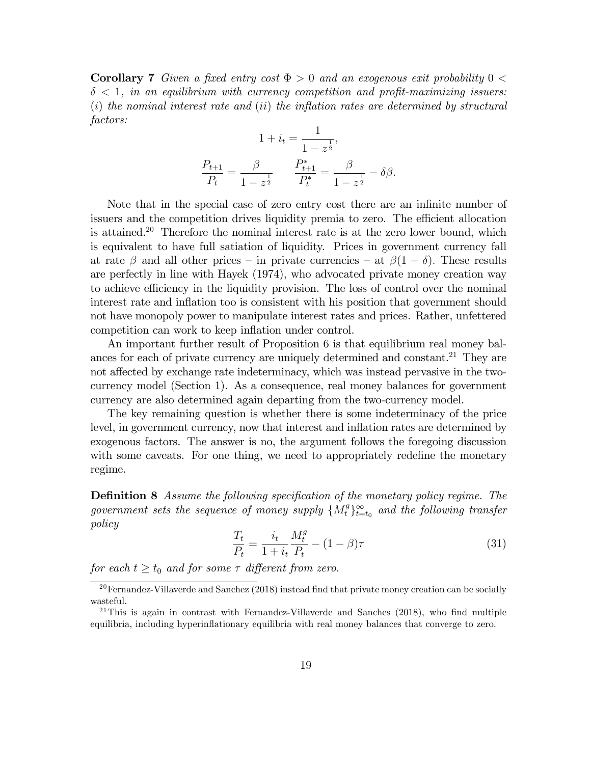**Corollary 7** *Given a fixed entry cost $\Phi > 0$ and an exogenous exit probability $0 < \delta < 1$, in an equilibrium with currency competition and profit-maximizing issuers: $(i)$ the nominal interest rate and $(ii)$ the inflation rates are determined by structural factors:*

$$1 + i_t = \frac{1}{1 - z^{\frac{1}{2}}},$$

$$\frac{P_{t+1}}{P_t} = \frac{\beta}{1 - z^{\frac{1}{2}}} \qquad \frac{P^*_{t+1}}{P^*_t} = \frac{\beta}{1 - z^{\frac{1}{2}}} - \delta\beta.$$

Note that in the special case of zero entry cost there are an infinite number of issuers and the competition drives liquidity premia to zero. The efficient allocation is attained.[20] Therefore the nominal interest rate is at the zero lower bound, which is equivalent to have full satiation of liquidity. Prices in government currency fall at rate $\beta$ and all other prices – in private currencies – at $\beta(1 - \delta)$. These results are perfectly in line with Hayek (1974), who advocated private money creation way to achieve efficiency in the liquidity provision. The loss of control over the nominal interest rate and inflation too is consistent with his position that government should not have monopoly power to manipulate interest rates and prices. Rather, unfettered competition can work to keep inflation under control.

An important further result of Proposition 6 is that equilibrium real money balances for each of private currency are uniquely determined and constant.[21] They are not affected by exchange rate indeterminacy, which was instead pervasive in the two-currency model (Section 1). As a consequence, real money balances for government currency are also determined again departing from the two-currency model.

The key remaining question is whether there is some indeterminacy of the price level, in government currency, now that interest and inflation rates are determined by exogenous factors. The answer is no, the argument follows the foregoing discussion with some caveats. For one thing, we need to appropriately redefine the monetary regime.

**Definition 8** *Assume the following specification of the monetary policy regime. The government sets the sequence of money supply $\{M^g_t\}^{\infty}_{t=t_0}$ and the following transfer policy*

$$\frac{T_t}{P_t} = \frac{i_t}{1 + i_t} \frac{M^g_t}{P_t} - (1 - \beta)\tau \tag{31}$$

*for each $t \geq t_0$ and for some $\tau$ different from zero.*

[20] Fernandez-Villaverde and Sanchez (2018) instead find that private money creation can be socially wasteful.

[21] This is again in contrast with Fernandez-Villaverde and Sanches (2018), who find multiple equilibria, including hyperinflationary equilibria with real money balances that converge to zero.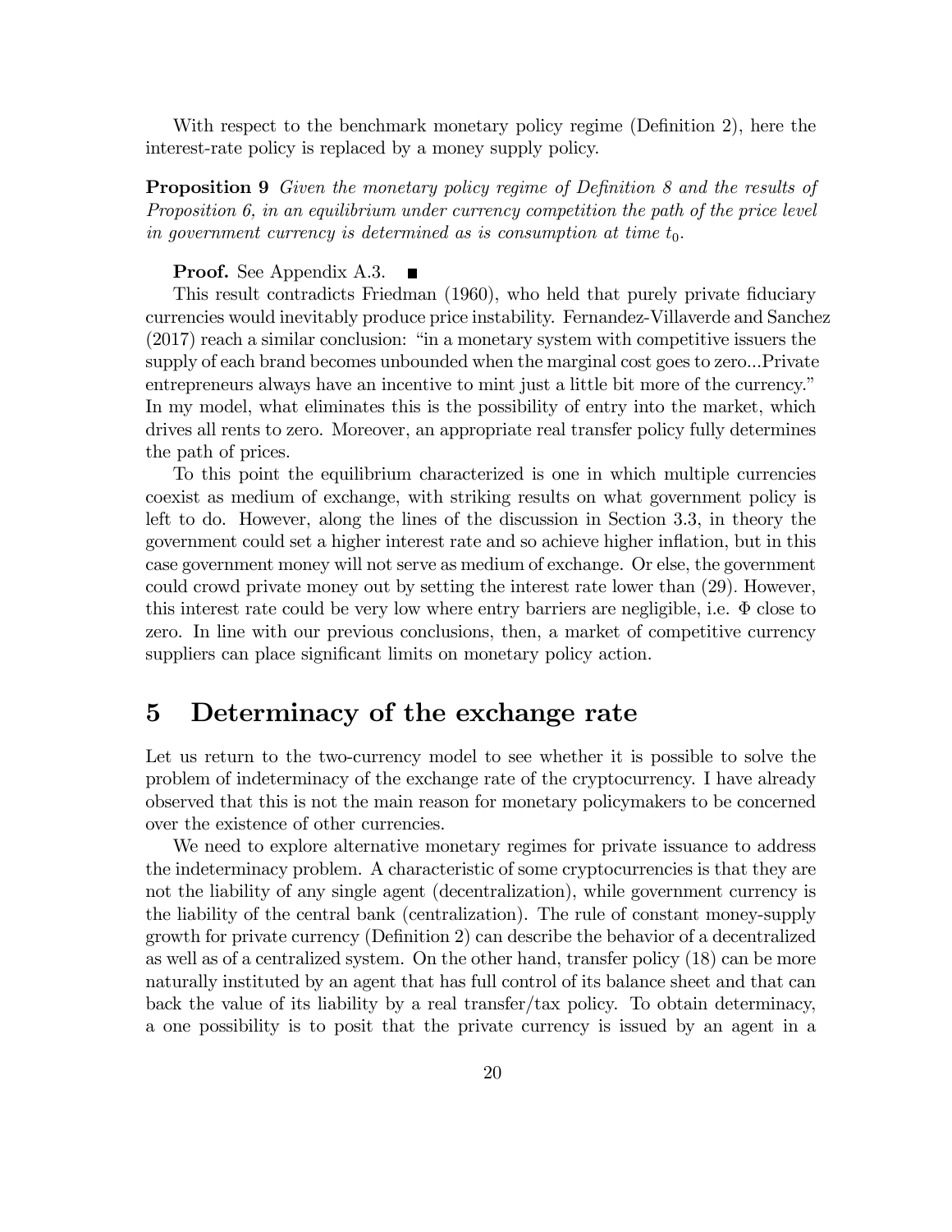With respect to the benchmark monetary policy regime (Definition 2), here the interest-rate policy is replaced by a money supply policy.

**Proposition 9** *Given the monetary policy regime of Definition 8 and the results of Proposition 6, in an equilibrium under currency competition the path of the price level in government currency is determined as is consumption at time $t_0$.*

**Proof.** See Appendix A.3. ■

This result contradicts Friedman (1960), who held that purely private fiduciary currencies would inevitably produce price instability. Fernandez-Villaverde and Sanchez (2017) reach a similar conclusion: "in a monetary system with competitive issuers the supply of each brand becomes unbounded when the marginal cost goes to zero...Private entrepreneurs always have an incentive to mint just a little bit more of the currency." In my model, what eliminates this is the possibility of entry into the market, which drives all rents to zero. Moreover, an appropriate real transfer policy fully determines the path of prices.

To this point the equilibrium characterized is one in which multiple currencies coexist as medium of exchange, with striking results on what government policy is left to do. However, along the lines of the discussion in Section 3.3, in theory the government could set a higher interest rate and so achieve higher inflation, but in this case government money will not serve as medium of exchange. Or else, the government could crowd private money out by setting the interest rate lower than (29). However, this interest rate could be very low where entry barriers are negligible, i.e. $\Phi$ close to zero. In line with our previous conclusions, then, a market of competitive currency suppliers can place significant limits on monetary policy action.

# 5 Determinacy of the exchange rate

Let us return to the two-currency model to see whether it is possible to solve the problem of indeterminacy of the exchange rate of the cryptocurrency. I have already observed that this is not the main reason for monetary policymakers to be concerned over the existence of other currencies.

We need to explore alternative monetary regimes for private issuance to address the indeterminacy problem. A characteristic of some cryptocurrencies is that they are not the liability of any single agent (decentralization), while government currency is the liability of the central bank (centralization). The rule of constant money-supply growth for private currency (Definition 2) can describe the behavior of a decentralized as well as of a centralized system. On the other hand, transfer policy (18) can be more naturally instituted by an agent that has full control of its balance sheet and that can back the value of its liability by a real transfer/tax policy. To obtain determinacy, a one possibility is to posit that the private currency is issued by an agent in a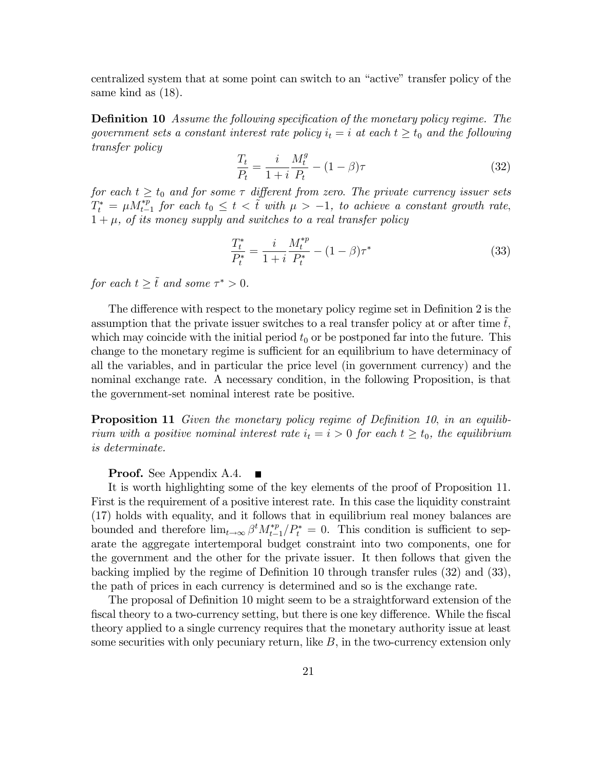centralized system that at some point can switch to an "active" transfer policy of the same kind as (18).

**Definition 10** *Assume the following specification of the monetary policy regime. The government sets a constant interest rate policy $i_t = i$ at each $t \geq t_0$ and the following transfer policy*

$$\frac{T_t}{P_t} = \frac{i}{1+i}\frac{M_t^g}{P_t} - (1-\beta)\tau \tag{32}$$

*for each $t \geq t_0$ and for some $\tau$ different from zero. The private currency issuer sets $T_t^* = \mu M_{t-1}^{*p}$ for each $t_0 \leq t < \tilde{t}$ with $\mu > -1$, to achieve a constant growth rate, $1+\mu$, of its money supply and switches to a real transfer policy*

$$\frac{T_t^*}{P_t^*} = \frac{i}{1+i}\frac{M_t^{*p}}{P_t^*} - (1-\beta)\tau^* \tag{33}$$

*for each $t \geq \tilde{t}$ and some $\tau^* > 0$.*

The difference with respect to the monetary policy regime set in Definition 2 is the assumption that the private issuer switches to a real transfer policy at or after time $\tilde{t}$, which may coincide with the initial period $t_0$ or be postponed far into the future. This change to the monetary regime is sufficient for an equilibrium to have determinacy of all the variables, and in particular the price level (in government currency) and the nominal exchange rate. A necessary condition, in the following Proposition, is that the government-set nominal interest rate be positive.

**Proposition 11** *Given the monetary policy regime of Definition 10, in an equilibrium with a positive nominal interest rate $i_t = i > 0$ for each $t \geq t_0$, the equilibrium is determinate.*

**Proof.** See Appendix A.4. ■

It is worth highlighting some of the key elements of the proof of Proposition 11. First is the requirement of a positive interest rate. In this case the liquidity constraint (17) holds with equality, and it follows that in equilibrium real money balances are bounded and therefore $\lim_{t\to\infty} \beta^t M_{t-1}^{*p}/P_t^* = 0$. This condition is sufficient to separate the aggregate intertemporal budget constraint into two components, one for the government and the other for the private issuer. It then follows that given the backing implied by the regime of Definition 10 through transfer rules (32) and (33), the path of prices in each currency is determined and so is the exchange rate.

The proposal of Definition 10 might seem to be a straightforward extension of the fiscal theory to a two-currency setting, but there is one key difference. While the fiscal theory applied to a single currency requires that the monetary authority issue at least some securities with only pecuniary return, like $B$, in the two-currency extension only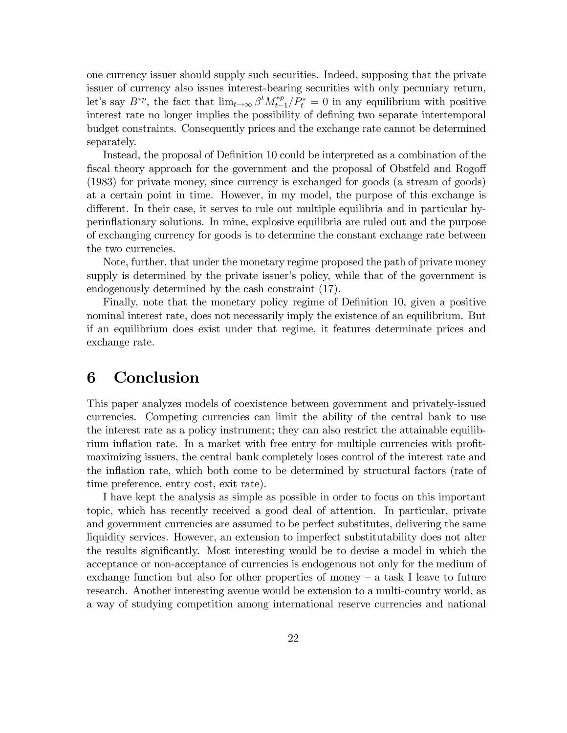one currency issuer should supply such securities. Indeed, supposing that the private issuer of currency also issues interest-bearing securities with only pecuniary return, let's say $B^{*p}$, the fact that $\lim_{t\to\infty} \beta^t M^{*p}_{t-1}/P^*_t = 0$ in any equilibrium with positive interest rate no longer implies the possibility of defining two separate intertemporal budget constraints. Consequently prices and the exchange rate cannot be determined separately.

Instead, the proposal of Definition 10 could be interpreted as a combination of the fiscal theory approach for the government and the proposal of Obstfeld and Rogoff (1983) for private money, since currency is exchanged for goods (a stream of goods) at a certain point in time. However, in my model, the purpose of this exchange is different. In their case, it serves to rule out multiple equilibria and in particular hyperinflationary solutions. In mine, explosive equilibria are ruled out and the purpose of exchanging currency for goods is to determine the constant exchange rate between the two currencies.

Note, further, that under the monetary regime proposed the path of private money supply is determined by the private issuer's policy, while that of the government is endogenously determined by the cash constraint (17).

Finally, note that the monetary policy regime of Definition 10, given a positive nominal interest rate, does not necessarily imply the existence of an equilibrium. But if an equilibrium does exist under that regime, it features determinate prices and exchange rate.

# 6 Conclusion

This paper analyzes models of coexistence between government and privately-issued currencies. Competing currencies can limit the ability of the central bank to use the interest rate as a policy instrument; they can also restrict the attainable equilibrium inflation rate. In a market with free entry for multiple currencies with profit-maximizing issuers, the central bank completely loses control of the interest rate and the inflation rate, which both come to be determined by structural factors (rate of time preference, entry cost, exit rate).

I have kept the analysis as simple as possible in order to focus on this important topic, which has recently received a good deal of attention. In particular, private and government currencies are assumed to be perfect substitutes, delivering the same liquidity services. However, an extension to imperfect substitutability does not alter the results significantly. Most interesting would be to devise a model in which the acceptance or non-acceptance of currencies is endogenous not only for the medium of exchange function but also for other properties of money – a task I leave to future research. Another interesting avenue would be extension to a multi-country world, as a way of studying competition among international reserve currencies and national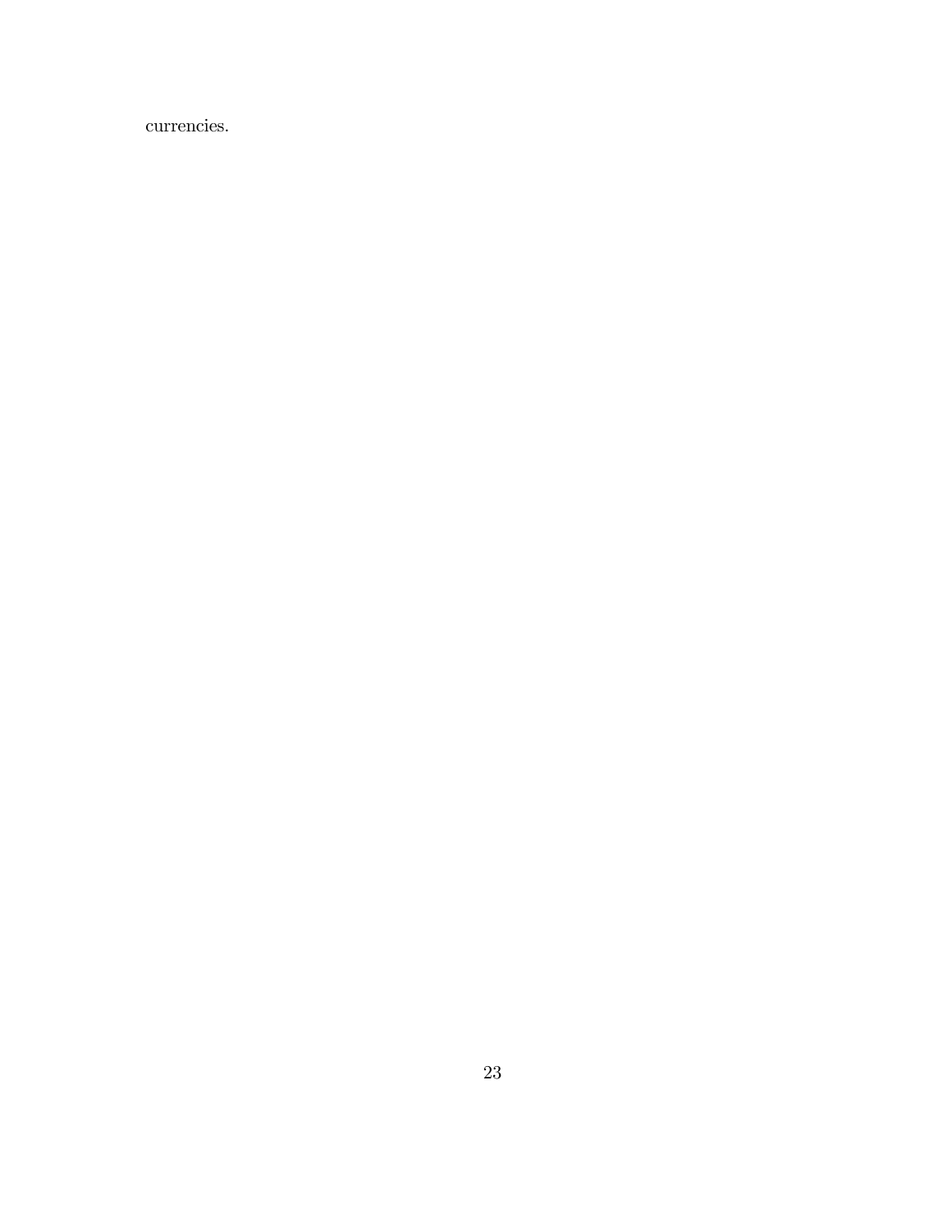currencies.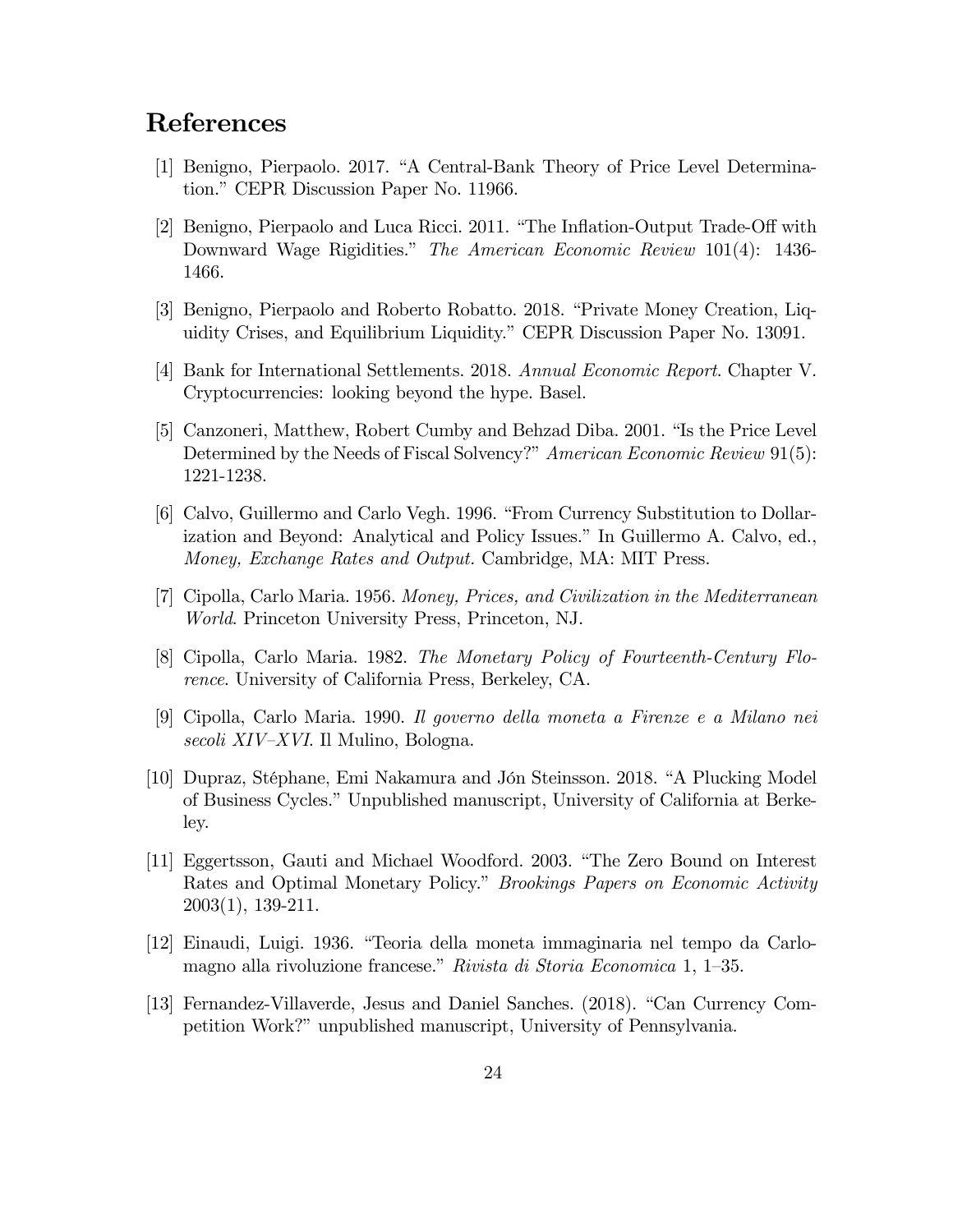# References

[1] Benigno, Pierpaolo. 2017. "A Central-Bank Theory of Price Level Determination." CEPR Discussion Paper No. 11966.

[2] Benigno, Pierpaolo and Luca Ricci. 2011. "The Inflation-Output Trade-Off with Downward Wage Rigidities." *The American Economic Review* 101(4): 1436-1466.

[3] Benigno, Pierpaolo and Roberto Robatto. 2018. "Private Money Creation, Liquidity Crises, and Equilibrium Liquidity." CEPR Discussion Paper No. 13091.

[4] Bank for International Settlements. 2018. *Annual Economic Report*. Chapter V. Cryptocurrencies: looking beyond the hype. Basel.

[5] Canzoneri, Matthew, Robert Cumby and Behzad Diba. 2001. "Is the Price Level Determined by the Needs of Fiscal Solvency?" *American Economic Review* 91(5): 1221-1238.

[6] Calvo, Guillermo and Carlo Vegh. 1996. "From Currency Substitution to Dollarization and Beyond: Analytical and Policy Issues." In Guillermo A. Calvo, ed., *Money, Exchange Rates and Output.* Cambridge, MA: MIT Press.

[7] Cipolla, Carlo Maria. 1956. *Money, Prices, and Civilization in the Mediterranean World*. Princeton University Press, Princeton, NJ.

[8] Cipolla, Carlo Maria. 1982. *The Monetary Policy of Fourteenth-Century Florence*. University of California Press, Berkeley, CA.

[9] Cipolla, Carlo Maria. 1990. *Il governo della moneta a Firenze e a Milano nei secoli XIV–XVI*. Il Mulino, Bologna.

[10] Dupraz, Stéphane, Emi Nakamura and Jón Steinsson. 2018. "A Plucking Model of Business Cycles." Unpublished manuscript, University of California at Berkeley.

[11] Eggertsson, Gauti and Michael Woodford. 2003. "The Zero Bound on Interest Rates and Optimal Monetary Policy." *Brookings Papers on Economic Activity* 2003(1), 139-211.

[12] Einaudi, Luigi. 1936. "Teoria della moneta immaginaria nel tempo da Carlomagno alla rivoluzione francese." *Rivista di Storia Economica* 1, 1–35.

[13] Fernandez-Villaverde, Jesus and Daniel Sanches. (2018). "Can Currency Competition Work?" unpublished manuscript, University of Pennsylvania.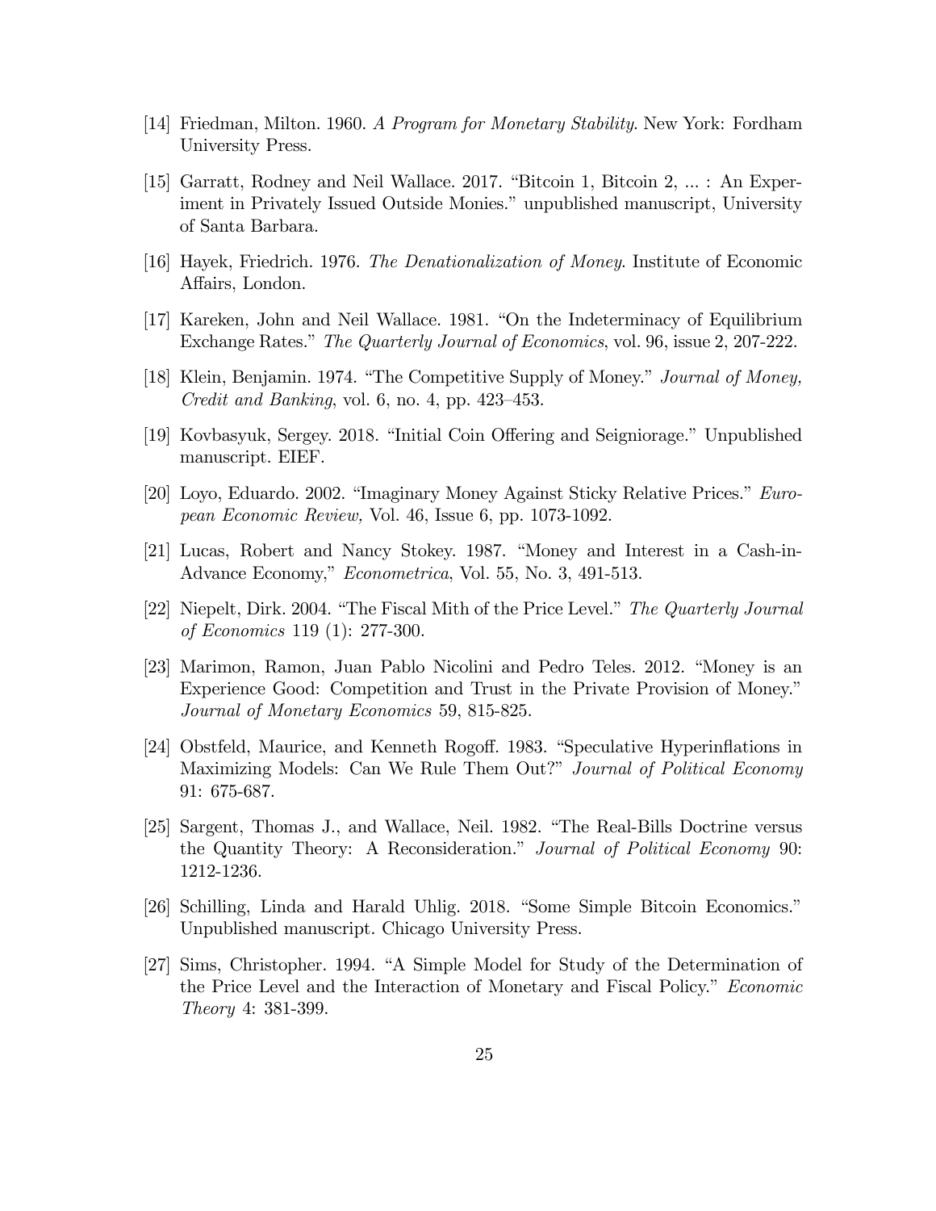[14] Friedman, Milton. 1960. *A Program for Monetary Stability*. New York: Fordham University Press.

[15] Garratt, Rodney and Neil Wallace. 2017. "Bitcoin 1, Bitcoin 2, ... : An Experiment in Privately Issued Outside Monies." unpublished manuscript, University of Santa Barbara.

[16] Hayek, Friedrich. 1976. *The Denationalization of Money*. Institute of Economic Affairs, London.

[17] Kareken, John and Neil Wallace. 1981. "On the Indeterminacy of Equilibrium Exchange Rates." *The Quarterly Journal of Economics*, vol. 96, issue 2, 207-222.

[18] Klein, Benjamin. 1974. "The Competitive Supply of Money." *Journal of Money, Credit and Banking*, vol. 6, no. 4, pp. 423–453.

[19] Kovbasyuk, Sergey. 2018. "Initial Coin Offering and Seigniorage." Unpublished manuscript. EIEF.

[20] Loyo, Eduardo. 2002. "Imaginary Money Against Sticky Relative Prices." *European Economic Review,* Vol. 46, Issue 6, pp. 1073-1092.

[21] Lucas, Robert and Nancy Stokey. 1987. "Money and Interest in a Cash-in-Advance Economy," *Econometrica*, Vol. 55, No. 3, 491-513.

[22] Niepelt, Dirk. 2004. "The Fiscal Mith of the Price Level." *The Quarterly Journal of Economics* 119 (1): 277-300.

[23] Marimon, Ramon, Juan Pablo Nicolini and Pedro Teles. 2012. "Money is an Experience Good: Competition and Trust in the Private Provision of Money." *Journal of Monetary Economics* 59, 815-825.

[24] Obstfeld, Maurice, and Kenneth Rogoff. 1983. "Speculative Hyperinflations in Maximizing Models: Can We Rule Them Out?" *Journal of Political Economy* 91: 675-687.

[25] Sargent, Thomas J., and Wallace, Neil. 1982. "The Real-Bills Doctrine versus the Quantity Theory: A Reconsideration." *Journal of Political Economy* 90: 1212-1236.

[26] Schilling, Linda and Harald Uhlig. 2018. "Some Simple Bitcoin Economics." Unpublished manuscript. Chicago University Press.

[27] Sims, Christopher. 1994. "A Simple Model for Study of the Determination of the Price Level and the Interaction of Monetary and Fiscal Policy." *Economic Theory* 4: 381-399.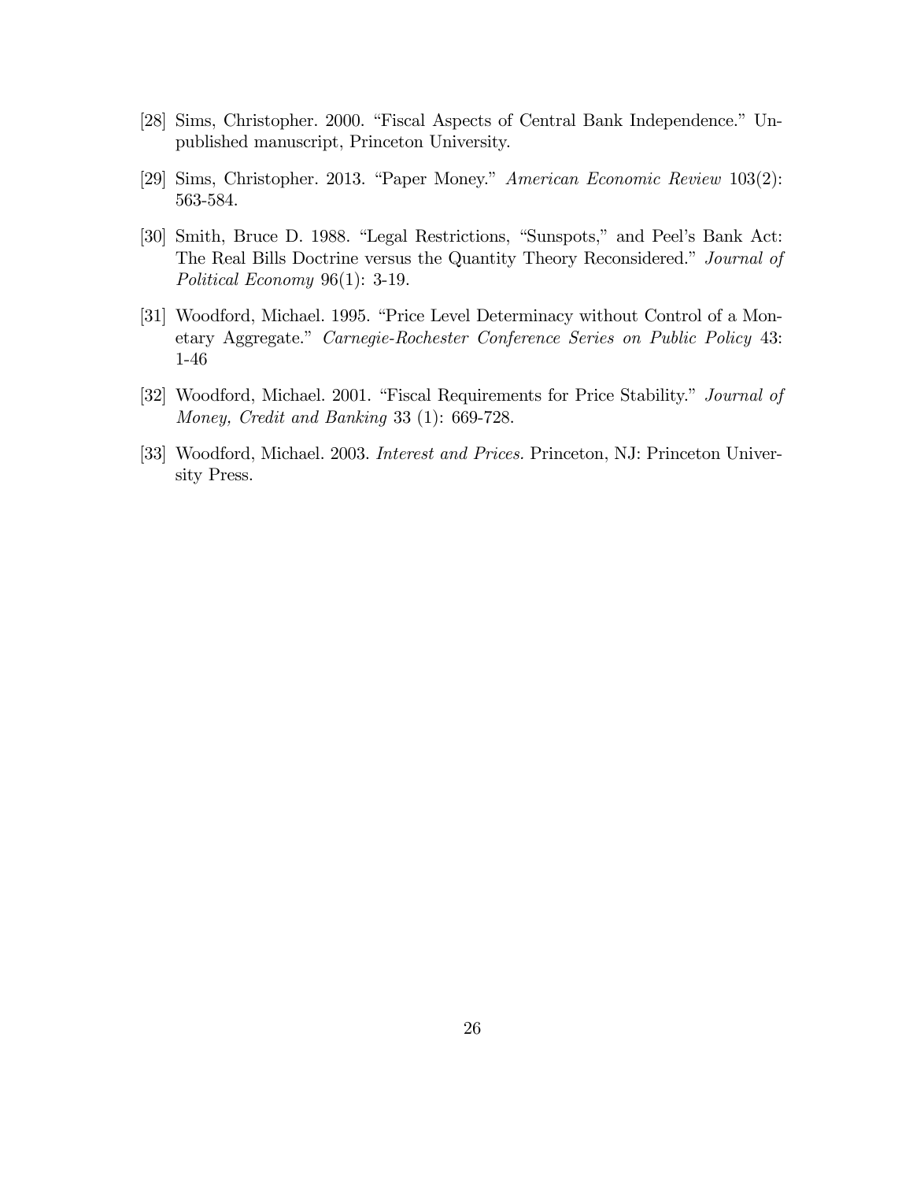[28] Sims, Christopher. 2000. "Fiscal Aspects of Central Bank Independence." Unpublished manuscript, Princeton University.

[29] Sims, Christopher. 2013. "Paper Money." *American Economic Review* 103(2): 563-584.

[30] Smith, Bruce D. 1988. "Legal Restrictions, "Sunspots," and Peel's Bank Act: The Real Bills Doctrine versus the Quantity Theory Reconsidered." *Journal of Political Economy* 96(1): 3-19.

[31] Woodford, Michael. 1995. "Price Level Determinacy without Control of a Monetary Aggregate." *Carnegie-Rochester Conference Series on Public Policy* 43: 1-46

[32] Woodford, Michael. 2001. "Fiscal Requirements for Price Stability." *Journal of Money, Credit and Banking* 33 (1): 669-728.

[33] Woodford, Michael. 2003. *Interest and Prices.* Princeton, NJ: Princeton University Press.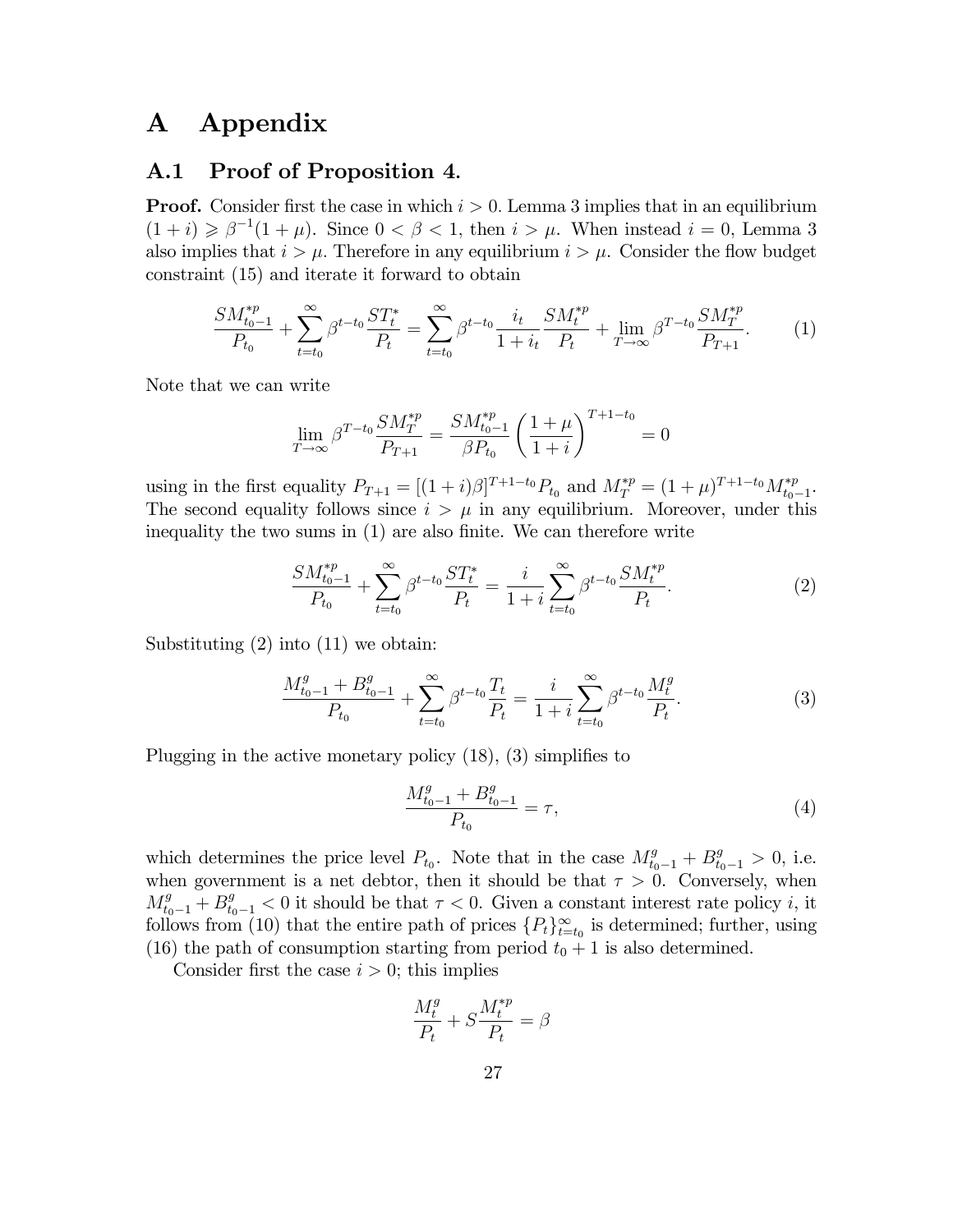# A Appendix

## A.1 Proof of Proposition 4.

**Proof.** Consider first the case in which $i > 0$. Lemma 3 implies that in an equilibrium $(1 + i) \geqslant \beta^{-1}(1 + \mu)$. Since $0 < \beta < 1$, then $i > \mu$. When instead $i = 0$, Lemma 3 also implies that $i > \mu$. Therefore in any equilibrium $i > \mu$. Consider the flow budget constraint (15) and iterate it forward to obtain

$$\frac{SM_{t_0-1}^{*p}}{P_{t_0}} + \sum_{t=t_0}^{\infty} \beta^{t-t_0} \frac{ST_t^*}{P_t} = \sum_{t=t_0}^{\infty} \beta^{t-t_0} \frac{i_t}{1+i_t} \frac{SM_t^{*p}}{P_t} + \lim_{T\to\infty} \beta^{T-t_0} \frac{SM_T^{*p}}{P_{T+1}}. \tag{1}$$

Note that we can write

$$\lim_{T\to\infty} \beta^{T-t_0} \frac{SM_T^{*p}}{P_{T+1}} = \frac{SM_{t_0-1}^{*p}}{\beta P_{t_0}} \left(\frac{1+\mu}{1+i}\right)^{T+1-t_0} = 0$$

using in the first equality $P_{T+1} = [(1+i)\beta]^{T+1-t_0} P_{t_0}$ and $M_T^{*p} = (1+\mu)^{T+1-t_0} M_{t_0-1}^{*p}$. The second equality follows since $i > \mu$ in any equilibrium. Moreover, under this inequality the two sums in (1) are also finite. We can therefore write

$$\frac{SM_{t_0-1}^{*p}}{P_{t_0}} + \sum_{t=t_0}^{\infty} \beta^{t-t_0} \frac{ST_t^*}{P_t} = \frac{i}{1+i} \sum_{t=t_0}^{\infty} \beta^{t-t_0} \frac{SM_t^{*p}}{P_t}. \tag{2}$$

Substituting (2) into (11) we obtain:

$$\frac{M_{t_0-1}^g + B_{t_0-1}^g}{P_{t_0}} + \sum_{t=t_0}^{\infty} \beta^{t-t_0} \frac{T_t}{P_t} = \frac{i}{1+i} \sum_{t=t_0}^{\infty} \beta^{t-t_0} \frac{M_t^g}{P_t}. \tag{3}$$

Plugging in the active monetary policy (18), (3) simplifies to

$$\frac{M_{t_0-1}^g + B_{t_0-1}^g}{P_{t_0}} = \tau, \tag{4}$$

which determines the price level $P_{t_0}$. Note that in the case $M_{t_0-1}^g + B_{t_0-1}^g > 0$, i.e. when government is a net debtor, then it should be that $\tau > 0$. Conversely, when $M_{t_0-1}^g + B_{t_0-1}^g < 0$ it should be that $\tau < 0$. Given a constant interest rate policy $i$, it follows from (10) that the entire path of prices $\{P_t\}_{t=t_0}^{\infty}$ is determined; further, using (16) the path of consumption starting from period $t_0 + 1$ is also determined.

Consider first the case $i > 0$; this implies

$$\frac{M_t^g}{P_t} + S\frac{M_t^{*p}}{P_t} = \beta$$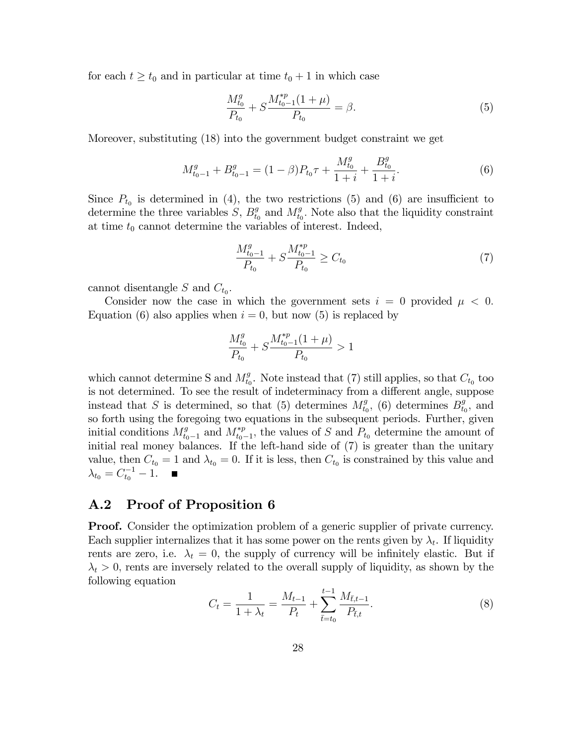for each $t \geq t_0$ and in particular at time $t_0 + 1$ in which case

$$\frac{M^g_{t_0}}{P_{t_0}} + S\frac{M^{*p}_{t_0-1}(1+\mu)}{P_{t_0}} = \beta. \tag{5}$$

Moreover, substituting (18) into the government budget constraint we get

$$M^g_{t_0-1} + B^g_{t_0-1} = (1-\beta)P_{t_0}\tau + \frac{M^g_{t_0}}{1+i} + \frac{B^g_{t_0}}{1+i}. \tag{6}$$

Since $P_{t_0}$ is determined in (4), the two restrictions (5) and (6) are insufficient to determine the three variables $S$, $B^g_{t_0}$ and $M^g_{t_0}$. Note also that the liquidity constraint at time $t_0$ cannot determine the variables of interest. Indeed,

$$\frac{M^g_{t_0-1}}{P_{t_0}} + S\frac{M^{*p}_{t_0-1}}{P_{t_0}} \geq C_{t_0} \tag{7}$$

cannot disentangle $S$ and $C_{t_0}$.

Consider now the case in which the government sets $i = 0$ provided $\mu < 0$. Equation (6) also applies when $i = 0$, but now (5) is replaced by

$$\frac{M^g_{t_0}}{P_{t_0}} + S\frac{M^{*p}_{t_0-1}(1+\mu)}{P_{t_0}} > 1$$

which cannot determine S and $M^g_{t_0}$. Note instead that (7) still applies, so that $C_{t_0}$ too is not determined. To see the result of indeterminacy from a different angle, suppose instead that $S$ is determined, so that (5) determines $M^g_{t_0}$, (6) determines $B^g_{t_0}$, and so forth using the foregoing two equations in the subsequent periods. Further, given initial conditions $M^g_{t_0-1}$ and $M^{*p}_{t_0-1}$, the values of $S$ and $P_{t_0}$ determine the amount of initial real money balances. If the left-hand side of (7) is greater than the unitary value, then $C_{t_0} = 1$ and $\lambda_{t_0} = 0$. If it is less, then $C_{t_0}$ is constrained by this value and $\lambda_{t_0} = C^{-1}_{t_0} - 1$. ∎

## A.2 Proof of Proposition 6

**Proof.** Consider the optimization problem of a generic supplier of private currency. Each supplier internalizes that it has some power on the rents given by $\lambda_t$. If liquidity rents are zero, i.e. $\lambda_t = 0$, the supply of currency will be infinitely elastic. But if $\lambda_t > 0$, rents are inversely related to the overall supply of liquidity, as shown by the following equation

$$C_t = \frac{1}{1+\lambda_t} = \frac{M_{t-1}}{P_t} + \sum_{\bar{t}=t_0}^{t-1} \frac{M_{\bar{t},t-1}}{P_{\bar{t},t}}. \tag{8}$$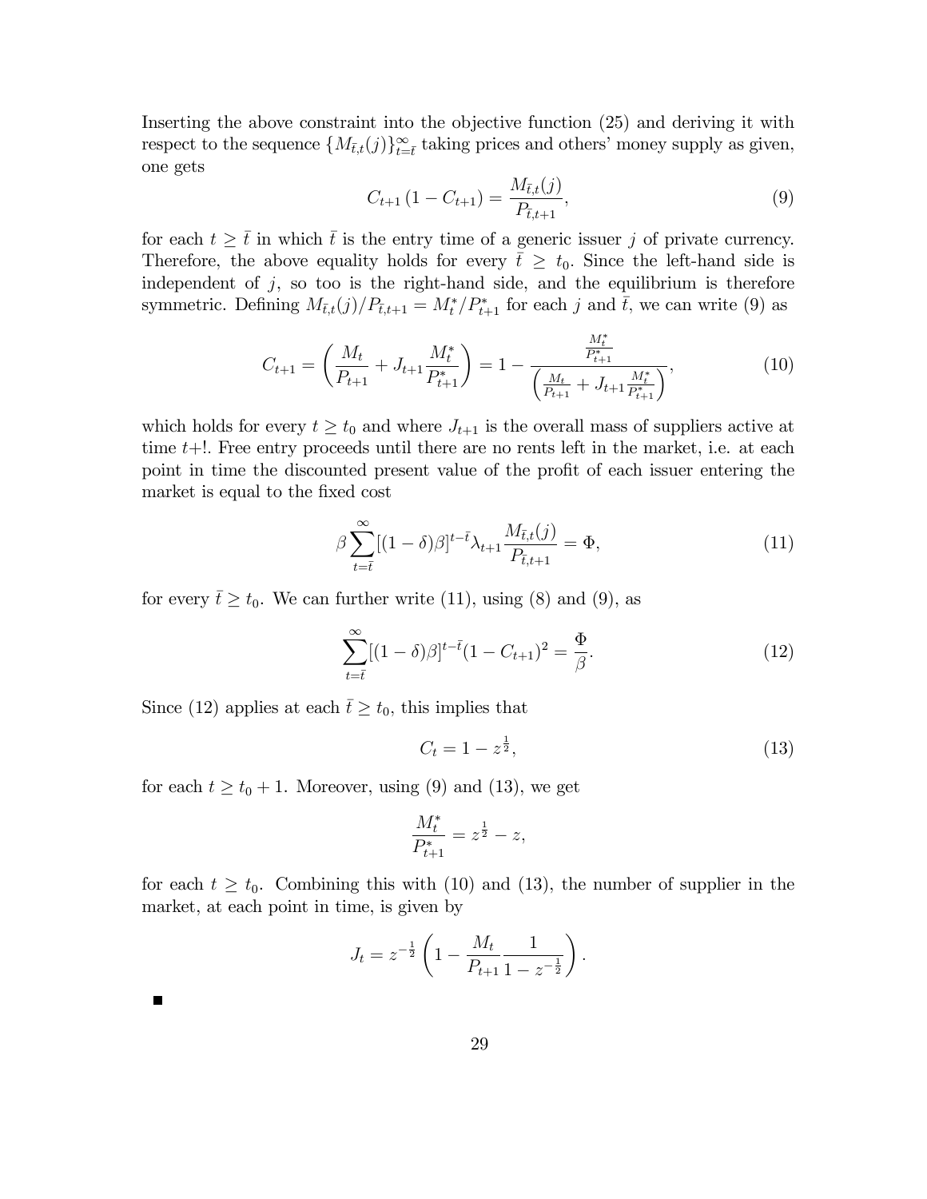Inserting the above constraint into the objective function (25) and deriving it with respect to the sequence $\{M_{\bar{t},t}(j)\}_{t=\bar{t}}^{\infty}$ taking prices and others' money supply as given, one gets

$$C_{t+1}\left(1 - C_{t+1}\right) = \frac{M_{\bar{t},t}(j)}{P_{\bar{t},t+1}}, \tag{9}$$

for each $t \geq \bar{t}$ in which $\bar{t}$ is the entry time of a generic issuer $j$ of private currency. Therefore, the above equality holds for every $\bar{t} \geq t_0$. Since the left-hand side is independent of $j$, so too is the right-hand side, and the equilibrium is therefore symmetric. Defining $M_{\bar{t},t}(j)/P_{\bar{t},t+1} = M_t^*/P_{t+1}^*$ for each $j$ and $\bar{t}$, we can write (9) as

$$C_{t+1} = \left(\frac{M_t}{P_{t+1}} + J_{t+1}\frac{M_t^*}{P_{t+1}^*}\right) = 1 - \frac{\frac{M_t^*}{P_{t+1}^*}}{\left(\frac{M_t}{P_{t+1}} + J_{t+1}\frac{M_t^*}{P_{t+1}^*}\right)}, \tag{10}$$

which holds for every $t \geq t_0$ and where $J_{t+1}$ is the overall mass of suppliers active at time $t+!$. Free entry proceeds until there are no rents left in the market, i.e. at each point in time the discounted present value of the profit of each issuer entering the market is equal to the fixed cost

$$\beta \sum_{t=\bar{t}}^{\infty} [(1-\delta)\beta]^{t-\bar{t}} \lambda_{t+1} \frac{M_{\bar{t},t}(j)}{P_{\bar{t},t+1}} = \Phi, \tag{11}$$

for every $\bar{t} \geq t_0$. We can further write (11), using (8) and (9), as

$$\sum_{t=\bar{t}}^{\infty} [(1-\delta)\beta]^{t-\bar{t}} (1 - C_{t+1})^2 = \frac{\Phi}{\beta}. \tag{12}$$

Since (12) applies at each $\bar{t} \geq t_0$, this implies that

$$C_t = 1 - z^{\frac{1}{2}}, \tag{13}$$

for each $t \geq t_0 + 1$. Moreover, using (9) and (13), we get

$$\frac{M_t^*}{P_{t+1}^*} = z^{\frac{1}{2}} - z,$$

for each $t \geq t_0$. Combining this with (10) and (13), the number of supplier in the market, at each point in time, is given by

$$J_t = z^{-\frac{1}{2}} \left(1 - \frac{M_t}{P_{t+1}} \frac{1}{1 - z^{-\frac{1}{2}}}\right).$$

■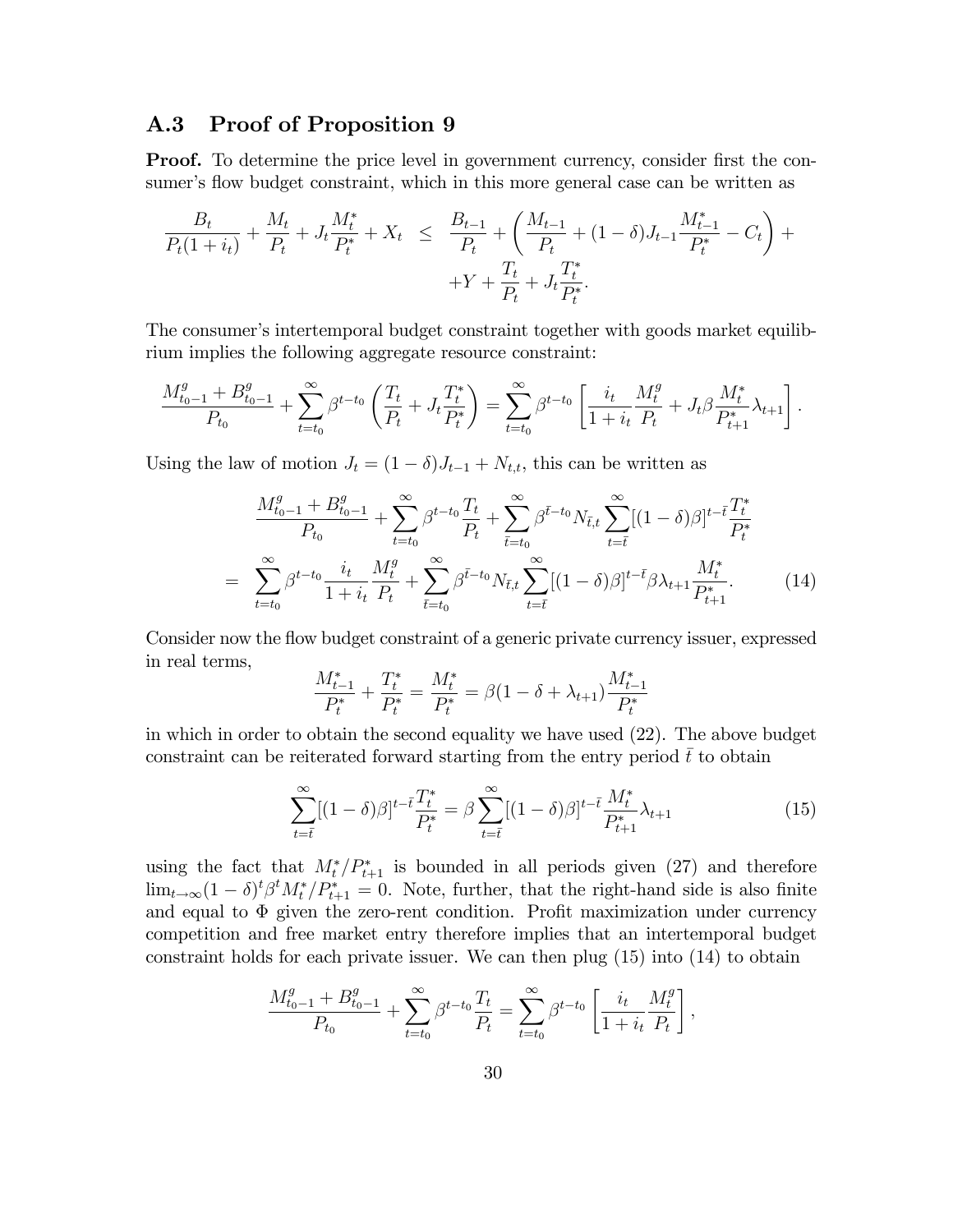### A.3 Proof of Proposition 9

**Proof.** To determine the price level in government currency, consider first the consumer's flow budget constraint, which in this more general case can be written as

$$
\begin{aligned}
\frac{B_t}{P_t(1+i_t)} + \frac{M_t}{P_t} + J_t\frac{M_t^*}{P_t^*} + X_t \;\; &\leq \;\; \frac{B_{t-1}}{P_t} + \left(\frac{M_{t-1}}{P_t} + (1-\delta)J_{t-1}\frac{M_{t-1}^*}{P_t^*} - C_t\right) + \\
&\quad + Y + \frac{T_t}{P_t} + J_t\frac{T_t^*}{P_t^*}.
\end{aligned}
$$

The consumer's intertemporal budget constraint together with goods market equilibrium implies the following aggregate resource constraint:

$$
\frac{M_{t_0-1}^g + B_{t_0-1}^g}{P_{t_0}} + \sum_{t=t_0}^{\infty}\beta^{t-t_0}\left(\frac{T_t}{P_t} + J_t\frac{T_t^*}{P_t^*}\right) = \sum_{t=t_0}^{\infty}\beta^{t-t_0}\left[\frac{i_t}{1+i_t}\frac{M_t^g}{P_t} + J_t\beta\frac{M_t^*}{P_{t+1}^*}\lambda_{t+1}\right].
$$

Using the law of motion $J_t = (1-\delta)J_{t-1} + N_{t,t}$, this can be written as

$$
\begin{aligned}
&\frac{M_{t_0-1}^g + B_{t_0-1}^g}{P_{t_0}} + \sum_{t=t_0}^{\infty}\beta^{t-t_0}\frac{T_t}{P_t} + \sum_{\bar{t}=t_0}^{\infty}\beta^{\bar{t}-t_0}N_{\bar{t},t}\sum_{t=\bar{t}}^{\infty}[(1-\delta)\beta]^{t-\bar{t}}\frac{T_t^*}{P_t^*} \\
= \;\; &\sum_{t=t_0}^{\infty}\beta^{t-t_0}\frac{i_t}{1+i_t}\frac{M_t^g}{P_t} + \sum_{\bar{t}=t_0}^{\infty}\beta^{\bar{t}-t_0}N_{\bar{t},t}\sum_{t=\bar{t}}^{\infty}[(1-\delta)\beta]^{t-\bar{t}}\beta\lambda_{t+1}\frac{M_t^*}{P_{t+1}^*}. \qquad (14)
\end{aligned}
$$

Consider now the flow budget constraint of a generic private currency issuer, expressed in real terms,

$$
\frac{M_{t-1}^*}{P_t^*} + \frac{T_t^*}{P_t^*} = \frac{M_t^*}{P_t^*} = \beta(1-\delta+\lambda_{t+1})\frac{M_{t-1}^*}{P_t^*}
$$

in which in order to obtain the second equality we have used (22). The above budget constraint can be reiterated forward starting from the entry period $\bar{t}$ to obtain

$$
\sum_{t=\bar{t}}^{\infty}[(1-\delta)\beta]^{t-\bar{t}}\frac{T_t^*}{P_t^*} = \beta\sum_{t=\bar{t}}^{\infty}[(1-\delta)\beta]^{t-\bar{t}}\frac{M_t^*}{P_{t+1}^*}\lambda_{t+1} \qquad (15)
$$

using the fact that $M_t^*/P_{t+1}^*$ is bounded in all periods given (27) and therefore $\lim_{t\to\infty}(1-\delta)^t\beta^t M_t^*/P_{t+1}^* = 0$. Note, further, that the right-hand side is also finite and equal to $\Phi$ given the zero-rent condition. Profit maximization under currency competition and free market entry therefore implies that an intertemporal budget constraint holds for each private issuer. We can then plug (15) into (14) to obtain

$$
\frac{M_{t_0-1}^g + B_{t_0-1}^g}{P_{t_0}} + \sum_{t=t_0}^{\infty}\beta^{t-t_0}\frac{T_t}{P_t} = \sum_{t=t_0}^{\infty}\beta^{t-t_0}\left[\frac{i_t}{1+i_t}\frac{M_t^g}{P_t}\right],
$$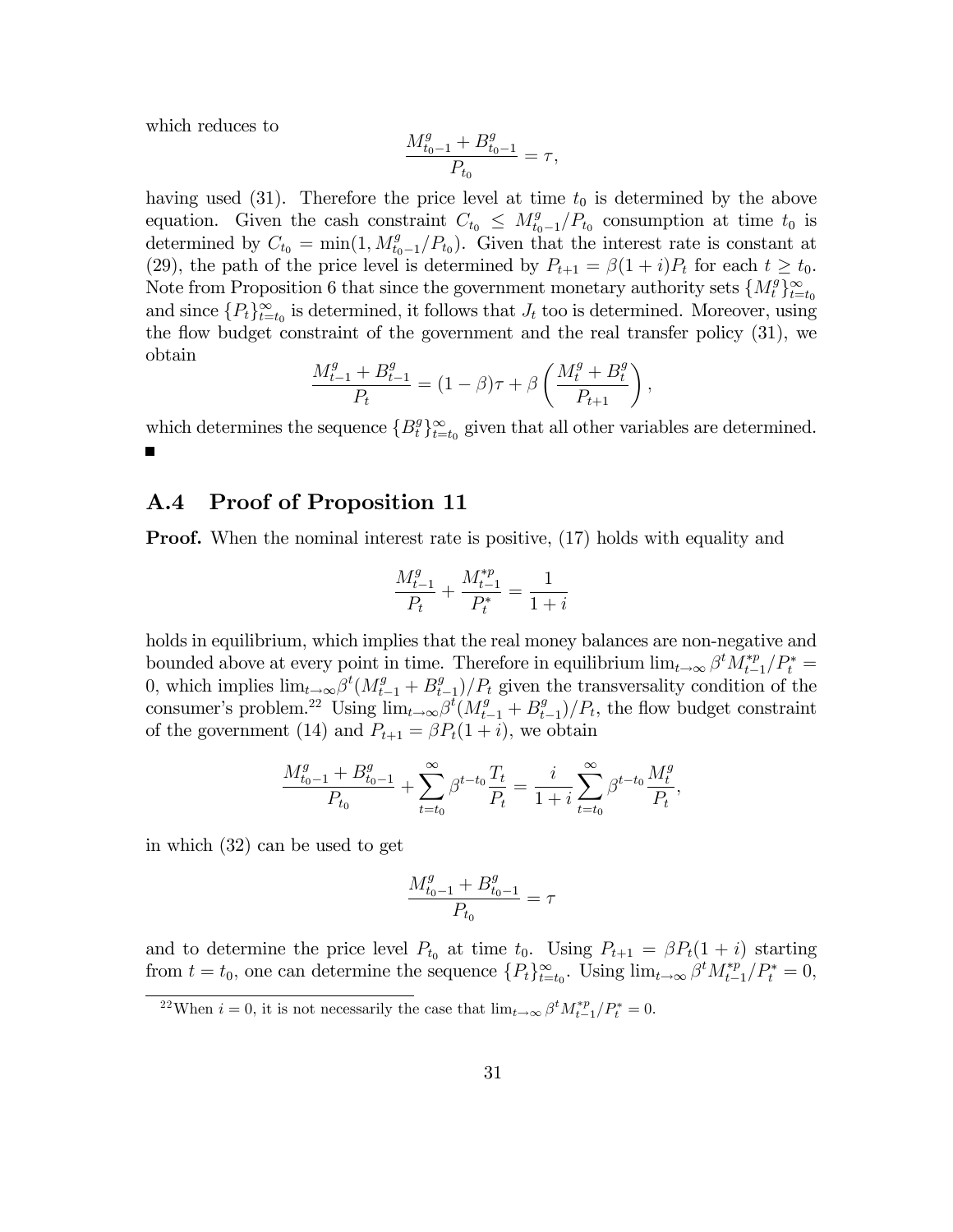which reduces to

$$\frac{M^g_{t_0-1} + B^g_{t_0-1}}{P_{t_0}} = \tau,$$

having used (31). Therefore the price level at time $t_0$ is determined by the above equation. Given the cash constraint $C_{t_0} \leq M^g_{t_0-1}/P_{t_0}$ consumption at time $t_0$ is determined by $C_{t_0} = \min(1, M^g_{t_0-1}/P_{t_0})$. Given that the interest rate is constant at (29), the path of the price level is determined by $P_{t+1} = \beta(1+i)P_t$ for each $t \geq t_0$. Note from Proposition 6 that since the government monetary authority sets $\{M^g_t\}_{t=t_0}^{\infty}$ and since $\{P_t\}_{t=t_0}^{\infty}$ is determined, it follows that $J_t$ too is determined. Moreover, using the flow budget constraint of the government and the real transfer policy (31), we obtain

$$\frac{M^g_{t-1} + B^g_{t-1}}{P_t} = (1-\beta)\tau + \beta\left(\frac{M^g_t + B^g_t}{P_{t+1}}\right),$$

which determines the sequence $\{B^g_t\}_{t=t_0}^{\infty}$ given that all other variables are determined. ■

## A.4 Proof of Proposition 11

**Proof.** When the nominal interest rate is positive, (17) holds with equality and

$$\frac{M^g_{t-1}}{P_t} + \frac{M^{*p}_{t-1}}{P^*_t} = \frac{1}{1+i}$$

holds in equilibrium, which implies that the real money balances are non-negative and bounded above at every point in time. Therefore in equilibrium $\lim_{t\to\infty} \beta^t M^{*p}_{t-1}/P^*_t = 0$, which implies $\lim_{t\to\infty}\beta^t(M^g_{t-1} + B^g_{t-1})/P_t$ given the transversality condition of the consumer's problem.[22] Using $\lim_{t\to\infty}\beta^t(M^g_{t-1} + B^g_{t-1})/P_t$, the flow budget constraint of the government (14) and $P_{t+1} = \beta P_t(1+i)$, we obtain

$$\frac{M^g_{t_0-1} + B^g_{t_0-1}}{P_{t_0}} + \sum_{t=t_0}^{\infty}\beta^{t-t_0}\frac{T_t}{P_t} = \frac{i}{1+i}\sum_{t=t_0}^{\infty}\beta^{t-t_0}\frac{M^g_t}{P_t},$$

in which (32) can be used to get

$$\frac{M^g_{t_0-1} + B^g_{t_0-1}}{P_{t_0}} = \tau$$

and to determine the price level $P_{t_0}$ at time $t_0$. Using $P_{t+1} = \beta P_t(1+i)$ starting from $t = t_0$, one can determine the sequence $\{P_t\}_{t=t_0}^{\infty}$. Using $\lim_{t\to\infty}\beta^t M^{*p}_{t-1}/P^*_t = 0$,

[22] When $i = 0$, it is not necessarily the case that $\lim_{t\to\infty}\beta^t M^{*p}_{t-1}/P^*_t = 0$.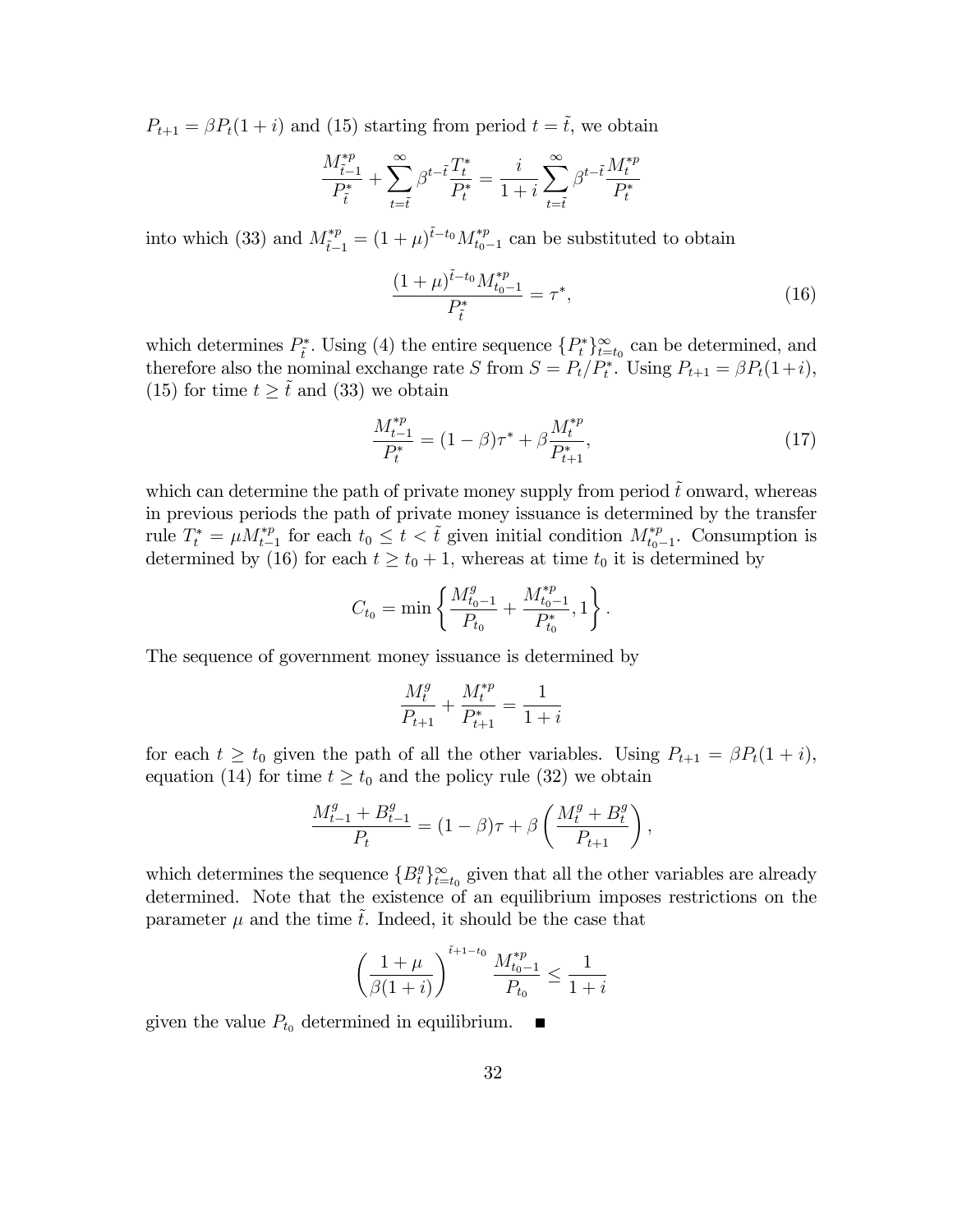$P_{t+1} = \beta P_t(1+i)$ and (15) starting from period $t = \tilde{t}$, we obtain

$$\frac{M^{*p}_{\tilde{t}-1}}{P^*_{\tilde{t}}} + \sum_{t=\tilde{t}}^{\infty} \beta^{t-\tilde{t}} \frac{T^*_t}{P^*_t} = \frac{i}{1+i} \sum_{t=\tilde{t}}^{\infty} \beta^{t-\tilde{t}} \frac{M^{*p}_t}{P^*_t}$$

into which (33) and $M^{*p}_{\tilde{t}-1} = (1+\mu)^{\tilde{t}-t_0} M^{*p}_{t_0-1}$ can be substituted to obtain

$$\frac{(1+\mu)^{\tilde{t}-t_0} M^{*p}_{t_0-1}}{P^*_{\tilde{t}}} = \tau^*, \tag{16}$$

which determines $P^*_{\tilde{t}}$. Using (4) the entire sequence $\{P^*_t\}_{t=t_0}^{\infty}$ can be determined, and therefore also the nominal exchange rate $S$ from $S = P_t/P^*_t$. Using $P_{t+1} = \beta P_t(1+i)$, (15) for time $t \geq \tilde{t}$ and (33) we obtain

$$\frac{M^{*p}_{t-1}}{P^*_t} = (1-\beta)\tau^* + \beta \frac{M^{*p}_t}{P^*_{t+1}}, \tag{17}$$

which can determine the path of private money supply from period $\tilde{t}$ onward, whereas in previous periods the path of private money issuance is determined by the transfer rule $T^*_t = \mu M^{*p}_{t-1}$ for each $t_0 \leq t < \tilde{t}$ given initial condition $M^{*p}_{t_0-1}$. Consumption is determined by (16) for each $t \geq t_0 + 1$, whereas at time $t_0$ it is determined by

$$C_{t_0} = \min\left\{ \frac{M^g_{t_0-1}}{P_{t_0}} + \frac{M^{*p}_{t_0-1}}{P^*_{t_0}}, 1 \right\}.$$

The sequence of government money issuance is determined by

$$\frac{M^g_t}{P_{t+1}} + \frac{M^{*p}_t}{P^*_{t+1}} = \frac{1}{1+i}$$

for each $t \geq t_0$ given the path of all the other variables. Using $P_{t+1} = \beta P_t(1+i)$, equation (14) for time $t \geq t_0$ and the policy rule (32) we obtain

$$\frac{M^g_{t-1} + B^g_{t-1}}{P_t} = (1-\beta)\tau + \beta \left( \frac{M^g_t + B^g_t}{P_{t+1}} \right),$$

which determines the sequence $\{B^g_t\}_{t=t_0}^{\infty}$ given that all the other variables are already determined. Note that the existence of an equilibrium imposes restrictions on the parameter $\mu$ and the time $\tilde{t}$. Indeed, it should be the case that

$$\left( \frac{1+\mu}{\beta(1+i)} \right)^{\tilde{t}+1-t_0} \frac{M^{*p}_{t_0-1}}{P_{t_0}} \leq \frac{1}{1+i}$$

given the value $P_{t_0}$ determined in equilibrium. ■